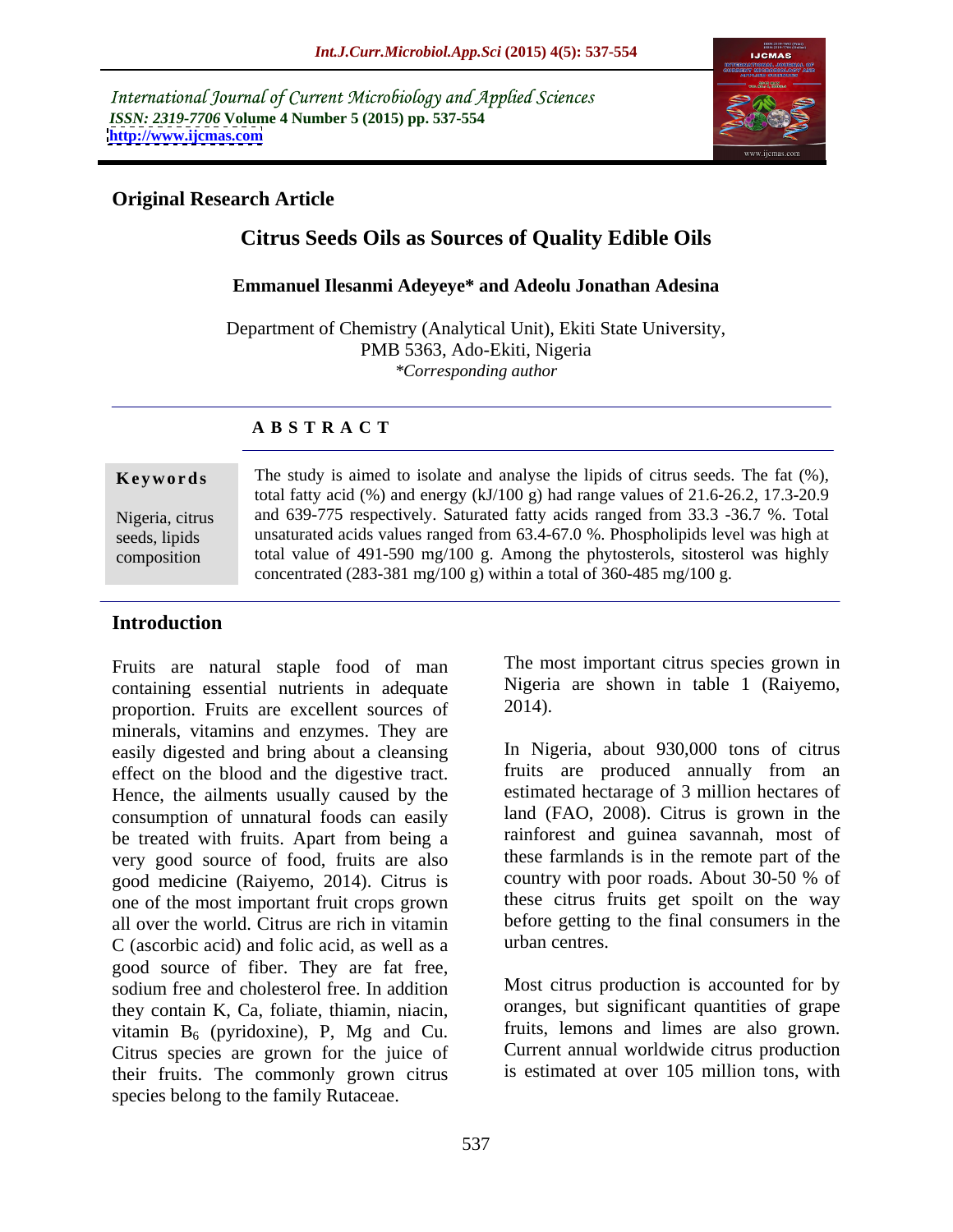International Journal of Current Microbiology and Applied Sciences
*ISSN: 2319-7706* **Volume 4 Number 5 (2015) pp. 537-554**
**http://www.ijcmas.com**

**Original Research Article**

# Citrus Seeds Oils as Sources of Quality Edible Oils

**Emmanuel Ilesanmi Adeyeye\* and Adeolu Jonathan Adesina**

Department of Chemistry (Analytical Unit), Ekiti State University,
PMB 5363, Ado-Ekiti, Nigeria
*\*Corresponding author*

## A B S T R A C T

**Keywords**

Nigeria, citrus seeds, lipids composition

The study is aimed to isolate and analyse the lipids of citrus seeds. The fat (%), total fatty acid (%) and energy (kJ/100 g) had range values of 21.6-26.2, 17.3-20.9 and 639-775 respectively. Saturated fatty acids ranged from 33.3 -36.7 %. Total unsaturated acids values ranged from 63.4-67.0 %. Phospholipids level was high at total value of 491-590 mg/100 g. Among the phytosterols, sitosterol was highly concentrated (283-381 mg/100 g) within a total of 360-485 mg/100 g.

## Introduction

Fruits are natural staple food of man containing essential nutrients in adequate proportion. Fruits are excellent sources of minerals, vitamins and enzymes. They are easily digested and bring about a cleansing effect on the blood and the digestive tract. Hence, the ailments usually caused by the consumption of unnatural foods can easily be treated with fruits. Apart from being a very good source of food, fruits are also good medicine (Raiyemo, 2014). Citrus is one of the most important fruit crops grown all over the world. Citrus are rich in vitamin C (ascorbic acid) and folic acid, as well as a good source of fiber. They are fat free, sodium free and cholesterol free. In addition they contain K, Ca, foliate, thiamin, niacin, vitamin $B_6$ (pyridoxine), P, Mg and Cu. Citrus species are grown for the juice of their fruits. The commonly grown citrus species belong to the family Rutaceae.

The most important citrus species grown in Nigeria are shown in table 1 (Raiyemo, 2014).

In Nigeria, about 930,000 tons of citrus fruits are produced annually from an estimated hectarage of 3 million hectares of land (FAO, 2008). Citrus is grown in the rainforest and guinea savannah, most of these farmlands is in the remote part of the country with poor roads. About 30-50 % of these citrus fruits get spoilt on the way before getting to the final consumers in the urban centres.

Most citrus production is accounted for by oranges, but significant quantities of grape fruits, lemons and limes are also grown. Current annual worldwide citrus production is estimated at over 105 million tons, with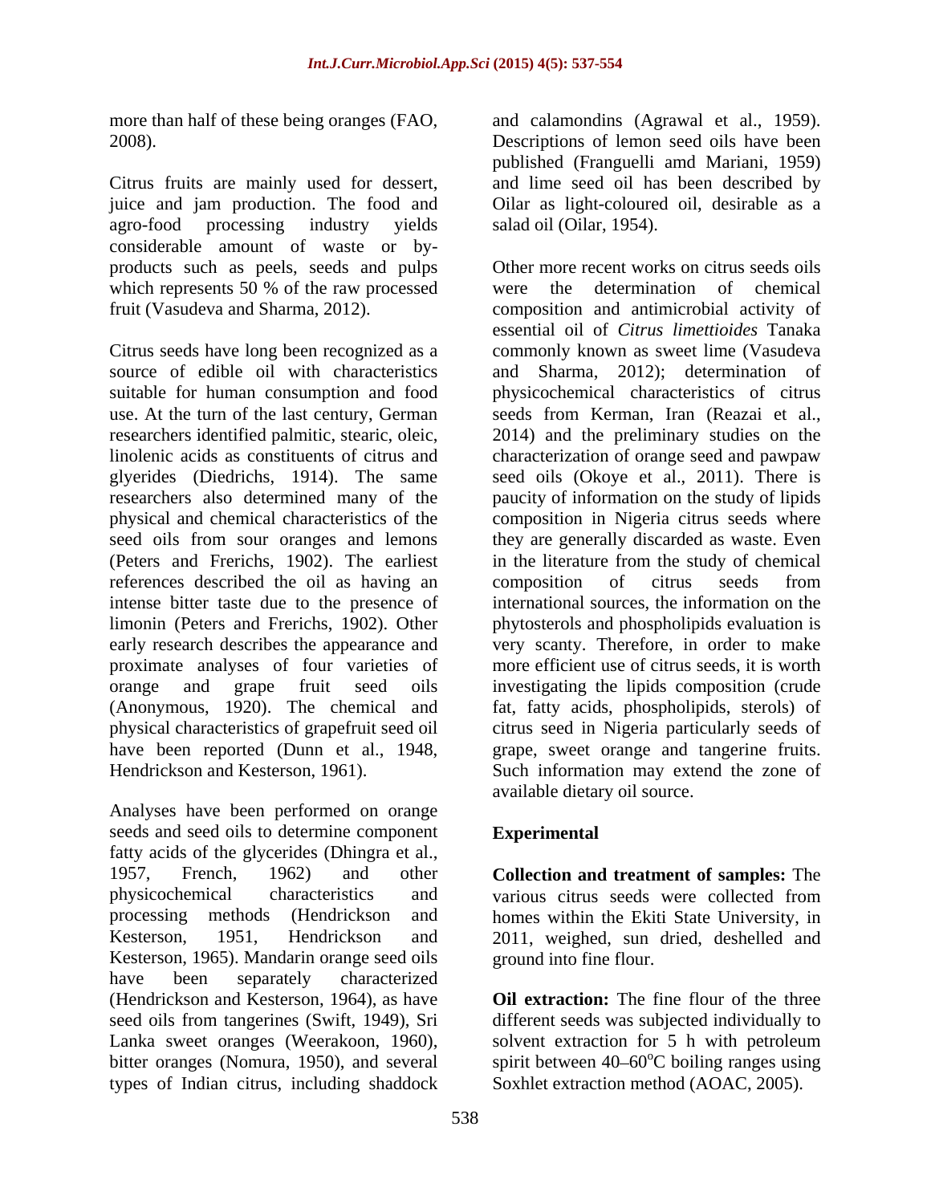more than half of these being oranges (FAO, 2008).

Citrus fruits are mainly used for dessert, juice and jam production. The food and agro-food processing industry yields considerable amount of waste or by-products such as peels, seeds and pulps which represents 50 % of the raw processed fruit (Vasudeva and Sharma, 2012).

Citrus seeds have long been recognized as a source of edible oil with characteristics suitable for human consumption and food use. At the turn of the last century, German researchers identified palmitic, stearic, oleic, linolenic acids as constituents of citrus and glyerides (Diedrichs, 1914). The same researchers also determined many of the physical and chemical characteristics of the seed oils from sour oranges and lemons (Peters and Frerichs, 1902). The earliest references described the oil as having an intense bitter taste due to the presence of limonin (Peters and Frerichs, 1902). Other early research describes the appearance and proximate analyses of four varieties of orange and grape fruit seed oils (Anonymous, 1920). The chemical and physical characteristics of grapefruit seed oil have been reported (Dunn et al., 1948, Hendrickson and Kesterson, 1961).

Analyses have been performed on orange seeds and seed oils to determine component fatty acids of the glycerides (Dhingra et al., 1957, French, 1962) and other physicochemical characteristics and processing methods (Hendrickson and Kesterson, 1951, Hendrickson and Kesterson, 1965). Mandarin orange seed oils have been separately characterized (Hendrickson and Kesterson, 1964), as have seed oils from tangerines (Swift, 1949), Sri Lanka sweet oranges (Weerakoon, 1960), bitter oranges (Nomura, 1950), and several types of Indian citrus, including shaddock and calamondins (Agrawal et al., 1959). Descriptions of lemon seed oils have been published (Franguelli amd Mariani, 1959) and lime seed oil has been described by Oilar as light-coloured oil, desirable as a salad oil (Oilar, 1954).

Other more recent works on citrus seeds oils were the determination of chemical composition and antimicrobial activity of essential oil of *Citrus limettioides* Tanaka commonly known as sweet lime (Vasudeva and Sharma, 2012); determination of physicochemical characteristics of citrus seeds from Kerman, Iran (Reazai et al., 2014) and the preliminary studies on the characterization of orange seed and pawpaw seed oils (Okoye et al., 2011). There is paucity of information on the study of lipids composition in Nigeria citrus seeds where they are generally discarded as waste. Even in the literature from the study of chemical composition of citrus seeds from international sources, the information on the phytosterols and phospholipids evaluation is very scanty. Therefore, in order to make more efficient use of citrus seeds, it is worth investigating the lipids composition (crude fat, fatty acids, phospholipids, sterols) of citrus seed in Nigeria particularly seeds of grape, sweet orange and tangerine fruits. Such information may extend the zone of available dietary oil source.

## Experimental

**Collection and treatment of samples:** The various citrus seeds were collected from homes within the Ekiti State University, in 2011, weighed, sun dried, deshelled and ground into fine flour.

**Oil extraction:** The fine flour of the three different seeds was subjected individually to solvent extraction for 5 h with petroleum spirit between 40–60$^{o}$C boiling ranges using Soxhlet extraction method (AOAC, 2005).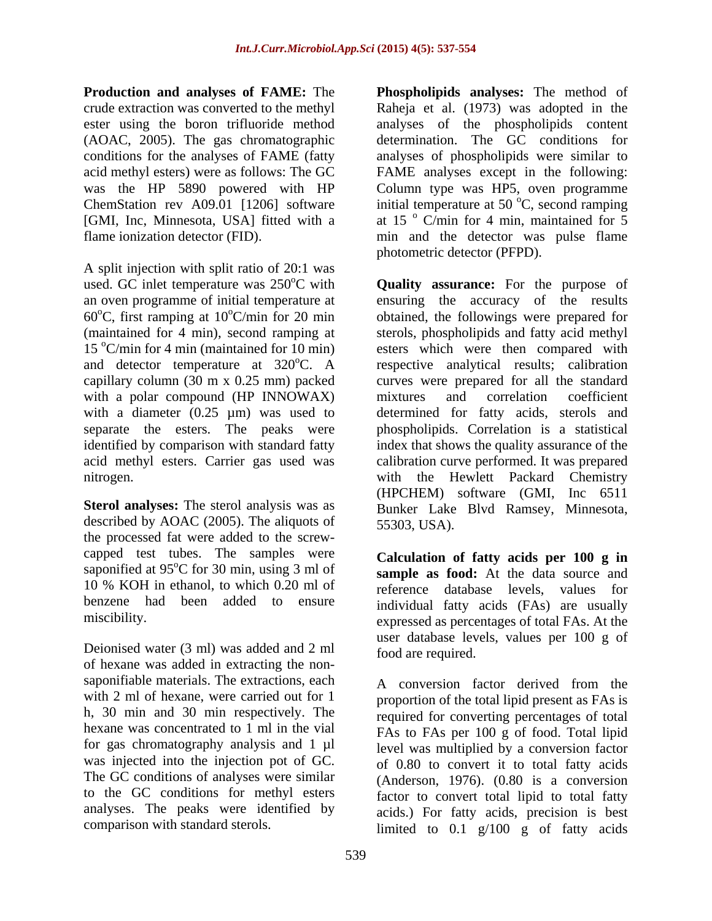**Production and analyses of FAME:** The crude extraction was converted to the methyl ester using the boron trifluoride method (AOAC, 2005). The gas chromatographic conditions for the analyses of FAME (fatty acid methyl esters) were as follows: The GC was the HP 5890 powered with HP ChemStation rev A09.01 [1206] software [GMI, Inc, Minnesota, USA] fitted with a flame ionization detector (FID).

A split injection with split ratio of 20:1 was used. GC inlet temperature was 250°C with an oven programme of initial temperature at 60°C, first ramping at 10°C/min for 20 min (maintained for 4 min), second ramping at 15 °C/min for 4 min (maintained for 10 min) and detector temperature at 320°C. A capillary column (30 m x 0.25 mm) packed with a polar compound (HP INNOWAX) with a diameter (0.25 µm) was used to separate the esters. The peaks were identified by comparison with standard fatty acid methyl esters. Carrier gas used was nitrogen.

**Sterol analyses:** The sterol analysis was as described by AOAC (2005). The aliquots of the processed fat were added to the screw-capped test tubes. The samples were saponified at 95°C for 30 min, using 3 ml of 10 % KOH in ethanol, to which 0.20 ml of benzene had been added to ensure miscibility.

Deionised water (3 ml) was added and 2 ml of hexane was added in extracting the non-saponifiable materials. The extractions, each with 2 ml of hexane, were carried out for 1 h, 30 min and 30 min respectively. The hexane was concentrated to 1 ml in the vial for gas chromatography analysis and 1 µl was injected into the injection pot of GC. The GC conditions of analyses were similar to the GC conditions for methyl esters analyses. The peaks were identified by comparison with standard sterols.

**Phospholipids analyses:** The method of Raheja et al. (1973) was adopted in the analyses of the phospholipids content determination. The GC conditions for analyses of phospholipids were similar to FAME analyses except in the following: Column type was HP5, oven programme initial temperature at 50 °C, second ramping at 15 ° C/min for 4 min, maintained for 5 min and the detector was pulse flame photometric detector (PFPD).

**Quality assurance:** For the purpose of ensuring the accuracy of the results obtained, the followings were prepared for sterols, phospholipids and fatty acid methyl esters which were then compared with respective analytical results; calibration curves were prepared for all the standard mixtures and correlation coefficient determined for fatty acids, sterols and phospholipids. Correlation is a statistical index that shows the quality assurance of the calibration curve performed. It was prepared with the Hewlett Packard Chemistry (HPCHEM) software (GMI, Inc 6511 Bunker Lake Blvd Ramsey, Minnesota, 55303, USA).

**Calculation of fatty acids per 100 g in sample as food:** At the data source and reference database levels, values for individual fatty acids (FAs) are usually expressed as percentages of total FAs. At the user database levels, values per 100 g of food are required.

A conversion factor derived from the proportion of the total lipid present as FAs is required for converting percentages of total FAs to FAs per 100 g of food. Total lipid level was multiplied by a conversion factor of 0.80 to convert it to total fatty acids (Anderson, 1976). (0.80 is a conversion factor to convert total lipid to total fatty acids.) For fatty acids, precision is best limited to 0.1 g/100 g of fatty acids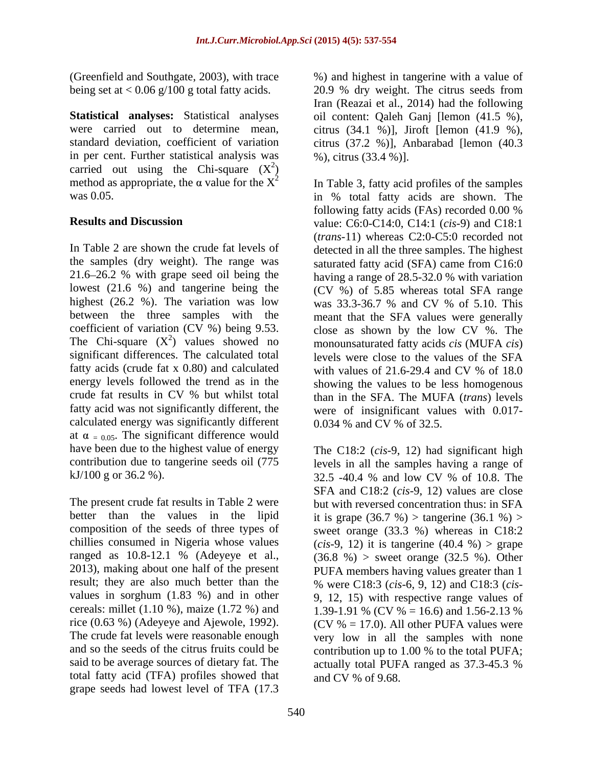(Greenfield and Southgate, 2003), with trace being set at < 0.06 g/100 g total fatty acids.

**Statistical analyses:** Statistical analyses were carried out to determine mean, standard deviation, coefficient of variation in per cent. Further statistical analysis was carried out using the Chi-square ($X^2$) method as appropriate, the α value for the $X^2$ was 0.05.

**Results and Discussion**

In Table 2 are shown the crude fat levels of the samples (dry weight). The range was 21.6–26.2 % with grape seed oil being the lowest (21.6 %) and tangerine being the highest (26.2 %). The variation was low between the three samples with the coefficient of variation (CV %) being 9.53. The Chi-square ($X^2$) values showed no significant differences. The calculated total fatty acids (crude fat x 0.80) and calculated energy levels followed the trend as in the crude fat results in CV % but whilst total fatty acid was not significantly different, the calculated energy was significantly different at $\alpha_{= 0.05}$. The significant difference would have been due to the highest value of energy contribution due to tangerine seeds oil (775 kJ/100 g or 36.2 %).

The present crude fat results in Table 2 were better than the values in the lipid composition of the seeds of three types of chillies consumed in Nigeria whose values ranged as 10.8-12.1 % (Adeyeye et al., 2013), making about one half of the present result; they are also much better than the values in sorghum (1.83 %) and in other cereals: millet (1.10 %), maize (1.72 %) and rice (0.63 %) (Adeyeye and Ajewole, 1992). The crude fat levels were reasonable enough and so the seeds of the citrus fruits could be said to be average sources of dietary fat. The total fatty acid (TFA) profiles showed that grape seeds had lowest level of TFA (17.3 %) and highest in tangerine with a value of 20.9 % dry weight. The citrus seeds from Iran (Reazai et al., 2014) had the following oil content: Qaleh Ganj [lemon (41.5 %), citrus (34.1 %)], Jiroft [lemon (41.9 %), citrus (37.2 %)], Anbarabad [lemon (40.3 %), citrus (33.4 %)].

In Table 3, fatty acid profiles of the samples in % total fatty acids are shown. The following fatty acids (FAs) recorded 0.00 % value: C6:0-C14:0, C14:1 (*cis*-9) and C18:1 (*trans*-11) whereas C2:0-C5:0 recorded not detected in all the three samples. The highest saturated fatty acid (SFA) came from C16:0 having a range of 28.5-32.0 % with variation (CV %) of 5.85 whereas total SFA range was 33.3-36.7 % and CV % of 5.10. This meant that the SFA values were generally close as shown by the low CV %. The monounsaturated fatty acids *cis* (MUFA *cis*) levels were close to the values of the SFA with values of 21.6-29.4 and CV % of 18.0 showing the values to be less homogenous than in the SFA. The MUFA (*trans*) levels were of insignificant values with 0.017-0.034 % and CV % of 32.5.

The C18:2 (*cis*-9, 12) had significant high levels in all the samples having a range of 32.5 -40.4 % and low CV % of 10.8. The SFA and C18:2 (*cis*-9, 12) values are close but with reversed concentration thus: in SFA it is grape (36.7 %) > tangerine (36.1 %) > sweet orange (33.3 %) whereas in C18:2 (*cis*-9, 12) it is tangerine (40.4 %) > grape (36.8 %) > sweet orange (32.5 %). Other PUFA members having values greater than 1 % were C18:3 (*cis*-6, 9, 12) and C18:3 (*cis*-9, 12, 15) with respective range values of 1.39-1.91 % (CV % = 16.6) and 1.56-2.13 % (CV % = 17.0). All other PUFA values were very low in all the samples with none contribution up to 1.00 % to the total PUFA; actually total PUFA ranged as 37.3-45.3 % and CV % of 9.68.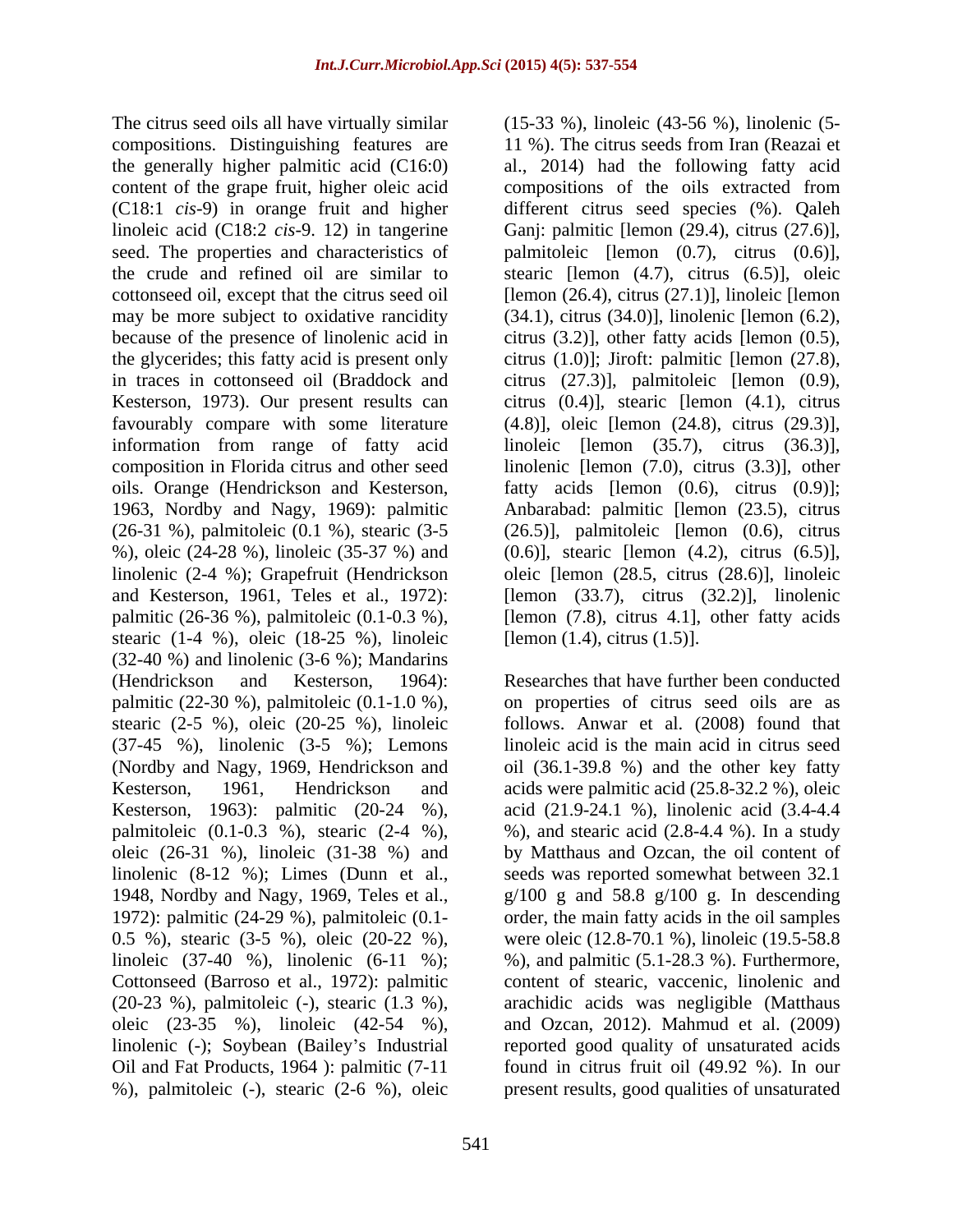The citrus seed oils all have virtually similar compositions. Distinguishing features are the generally higher palmitic acid (C16:0) content of the grape fruit, higher oleic acid (C18:1 *cis*-9) in orange fruit and higher linoleic acid (C18:2 *cis*-9. 12) in tangerine seed. The properties and characteristics of the crude and refined oil are similar to cottonseed oil, except that the citrus seed oil may be more subject to oxidative rancidity because of the presence of linolenic acid in the glycerides; this fatty acid is present only in traces in cottonseed oil (Braddock and Kesterson, 1973). Our present results can favourably compare with some literature information from range of fatty acid composition in Florida citrus and other seed oils. Orange (Hendrickson and Kesterson, 1963, Nordby and Nagy, 1969): palmitic (26-31 %), palmitoleic (0.1 %), stearic (3-5 %), oleic (24-28 %), linoleic (35-37 %) and linolenic (2-4 %); Grapefruit (Hendrickson and Kesterson, 1961, Teles et al., 1972): palmitic (26-36 %), palmitoleic (0.1-0.3 %), stearic (1-4 %), oleic (18-25 %), linoleic (32-40 %) and linolenic (3-6 %); Mandarins (Hendrickson and Kesterson, 1964): palmitic (22-30 %), palmitoleic (0.1-1.0 %), stearic (2-5 %), oleic (20-25 %), linoleic (37-45 %), linolenic (3-5 %); Lemons (Nordby and Nagy, 1969, Hendrickson and Kesterson, 1961, Hendrickson and Kesterson, 1963): palmitic (20-24 %), palmitoleic (0.1-0.3 %), stearic (2-4 %), oleic (26-31 %), linoleic (31-38 %) and linolenic (8-12 %); Limes (Dunn et al., 1948, Nordby and Nagy, 1969, Teles et al., 1972): palmitic (24-29 %), palmitoleic (0.1-0.5 %), stearic (3-5 %), oleic (20-22 %), linoleic (37-40 %), linolenic (6-11 %); Cottonseed (Barroso et al., 1972): palmitic (20-23 %), palmitoleic (-), stearic (1.3 %), oleic (23-35 %), linoleic (42-54 %), linolenic (-); Soybean (Bailey's Industrial Oil and Fat Products, 1964 ): palmitic (7-11 %), palmitoleic (-), stearic (2-6 %), oleic (15-33 %), linoleic (43-56 %), linolenic (5-11 %). The citrus seeds from Iran (Reazai et al., 2014) had the following fatty acid compositions of the oils extracted from different citrus seed species (%). Qaleh Ganj: palmitic [lemon (29.4), citrus (27.6)], palmitoleic [lemon (0.7), citrus (0.6)], stearic [lemon (4.7), citrus (6.5)], oleic [lemon (26.4), citrus (27.1)], linoleic [lemon (34.1), citrus (34.0)], linolenic [lemon (6.2), citrus (3.2)], other fatty acids [lemon (0.5), citrus (1.0)]; Jiroft: palmitic [lemon (27.8), citrus (27.3)], palmitoleic [lemon (0.9), citrus (0.4)], stearic [lemon (4.1), citrus (4.8)], oleic [lemon (24.8), citrus (29.3)], linoleic [lemon (35.7), citrus (36.3)], linolenic [lemon (7.0), citrus (3.3)], other fatty acids [lemon (0.6), citrus (0.9)]; Anbarabad: palmitic [lemon (23.5), citrus (26.5)], palmitoleic [lemon (0.6), citrus (0.6)], stearic [lemon (4.2), citrus (6.5)], oleic [lemon (28.5, citrus (28.6)], linoleic [lemon (33.7), citrus (32.2)], linolenic [lemon (7.8), citrus 4.1], other fatty acids [lemon (1.4), citrus (1.5)].

Researches that have further been conducted on properties of citrus seed oils are as follows. Anwar et al. (2008) found that linoleic acid is the main acid in citrus seed oil (36.1-39.8 %) and the other key fatty acids were palmitic acid (25.8-32.2 %), oleic acid (21.9-24.1 %), linolenic acid (3.4-4.4 %), and stearic acid (2.8-4.4 %). In a study by Matthaus and Ozcan, the oil content of seeds was reported somewhat between 32.1 g/100 g and 58.8 g/100 g. In descending order, the main fatty acids in the oil samples were oleic (12.8-70.1 %), linoleic (19.5-58.8 %), and palmitic (5.1-28.3 %). Furthermore, content of stearic, vaccenic, linolenic and arachidic acids was negligible (Matthaus and Ozcan, 2012). Mahmud et al. (2009) reported good quality of unsaturated acids found in citrus fruit oil (49.92 %). In our present results, good qualities of unsaturated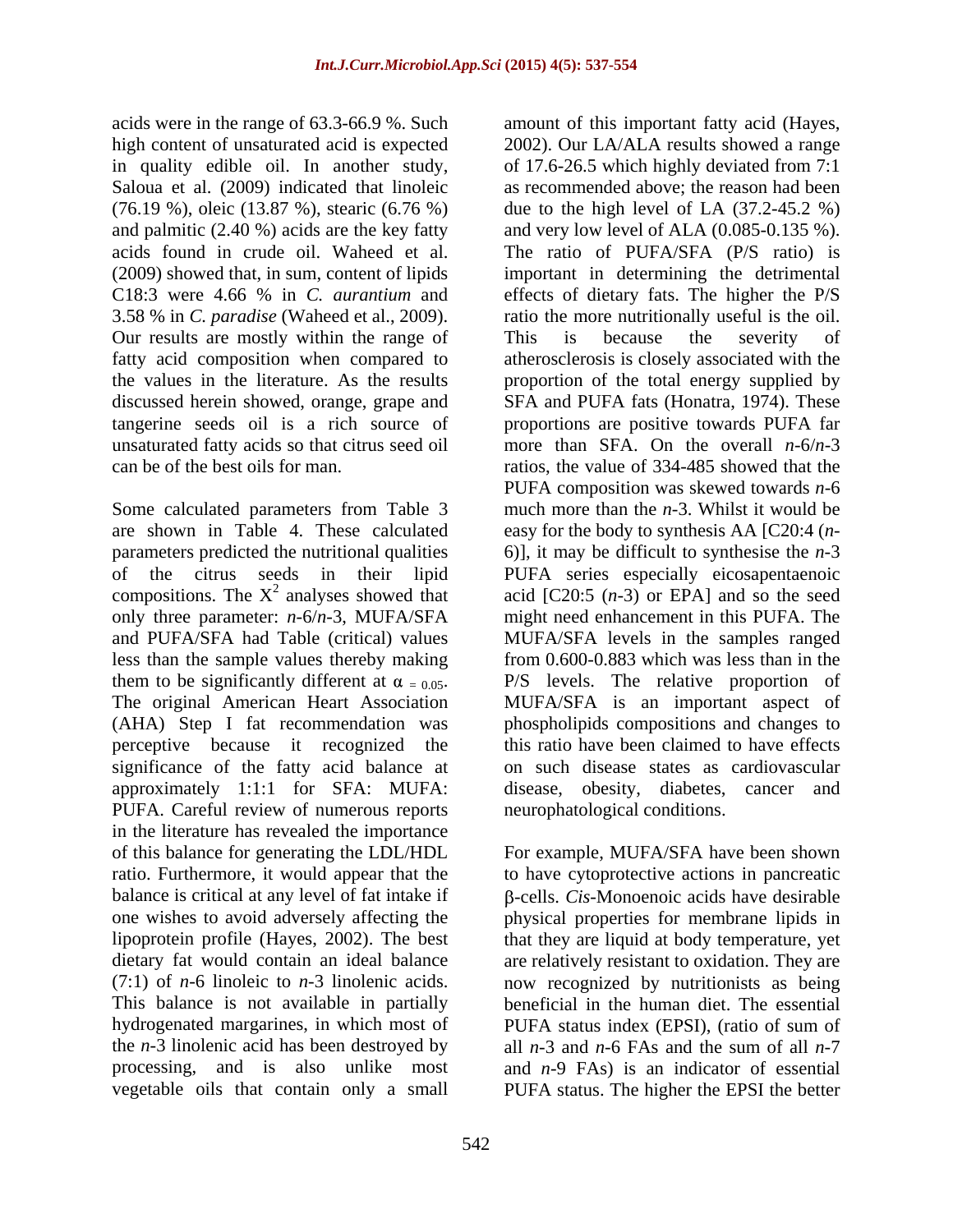acids were in the range of 63.3-66.9 %. Such high content of unsaturated acid is expected in quality edible oil. In another study, Saloua et al. (2009) indicated that linoleic (76.19 %), oleic (13.87 %), stearic (6.76 %) and palmitic (2.40 %) acids are the key fatty acids found in crude oil. Waheed et al. (2009) showed that, in sum, content of lipids C18:3 were 4.66 % in *C. aurantium* and 3.58 % in *C. paradise* (Waheed et al., 2009). Our results are mostly within the range of fatty acid composition when compared to the values in the literature. As the results discussed herein showed, orange, grape and tangerine seeds oil is a rich source of unsaturated fatty acids so that citrus seed oil can be of the best oils for man.

Some calculated parameters from Table 3 are shown in Table 4. These calculated parameters predicted the nutritional qualities of the citrus seeds in their lipid compositions. The $X^2$ analyses showed that only three parameter: *n*-6/*n*-3, MUFA/SFA and PUFA/SFA had Table (critical) values less than the sample values thereby making them to be significantly different at $\alpha_{= 0.05}$. The original American Heart Association (AHA) Step I fat recommendation was perceptive because it recognized the significance of the fatty acid balance at approximately 1:1:1 for SFA: MUFA: PUFA. Careful review of numerous reports in the literature has revealed the importance of this balance for generating the LDL/HDL ratio. Furthermore, it would appear that the balance is critical at any level of fat intake if one wishes to avoid adversely affecting the lipoprotein profile (Hayes, 2002). The best dietary fat would contain an ideal balance (7:1) of *n*-6 linoleic to *n*-3 linolenic acids. This balance is not available in partially hydrogenated margarines, in which most of the *n*-3 linolenic acid has been destroyed by processing, and is also unlike most vegetable oils that contain only a small amount of this important fatty acid (Hayes, 2002). Our LA/ALA results showed a range of 17.6-26.5 which highly deviated from 7:1 as recommended above; the reason had been due to the high level of LA (37.2-45.2 %) and very low level of ALA (0.085-0.135 %). The ratio of PUFA/SFA (P/S ratio) is important in determining the detrimental effects of dietary fats. The higher the P/S ratio the more nutritionally useful is the oil. This is because the severity of atherosclerosis is closely associated with the proportion of the total energy supplied by SFA and PUFA fats (Honatra, 1974). These proportions are positive towards PUFA far more than SFA. On the overall *n*-6/*n*-3 ratios, the value of 334-485 showed that the PUFA composition was skewed towards *n*-6 much more than the *n*-3. Whilst it would be easy for the body to synthesis AA [C20:4 (*n*-6)], it may be difficult to synthesise the *n*-3 PUFA series especially eicosapentaenoic acid [C20:5 (*n*-3) or EPA] and so the seed might need enhancement in this PUFA. The MUFA/SFA levels in the samples ranged from 0.600-0.883 which was less than in the P/S levels. The relative proportion of MUFA/SFA is an important aspect of phospholipids compositions and changes to this ratio have been claimed to have effects on such disease states as cardiovascular disease, obesity, diabetes, cancer and neurophatological conditions.

For example, MUFA/SFA have been shown to have cytoprotective actions in pancreatic β-cells. *Cis*-Monoenoic acids have desirable physical properties for membrane lipids in that they are liquid at body temperature, yet are relatively resistant to oxidation. They are now recognized by nutritionists as being beneficial in the human diet. The essential PUFA status index (EPSI), (ratio of sum of all *n*-3 and *n*-6 FAs and the sum of all *n*-7 and *n*-9 FAs) is an indicator of essential PUFA status. The higher the EPSI the better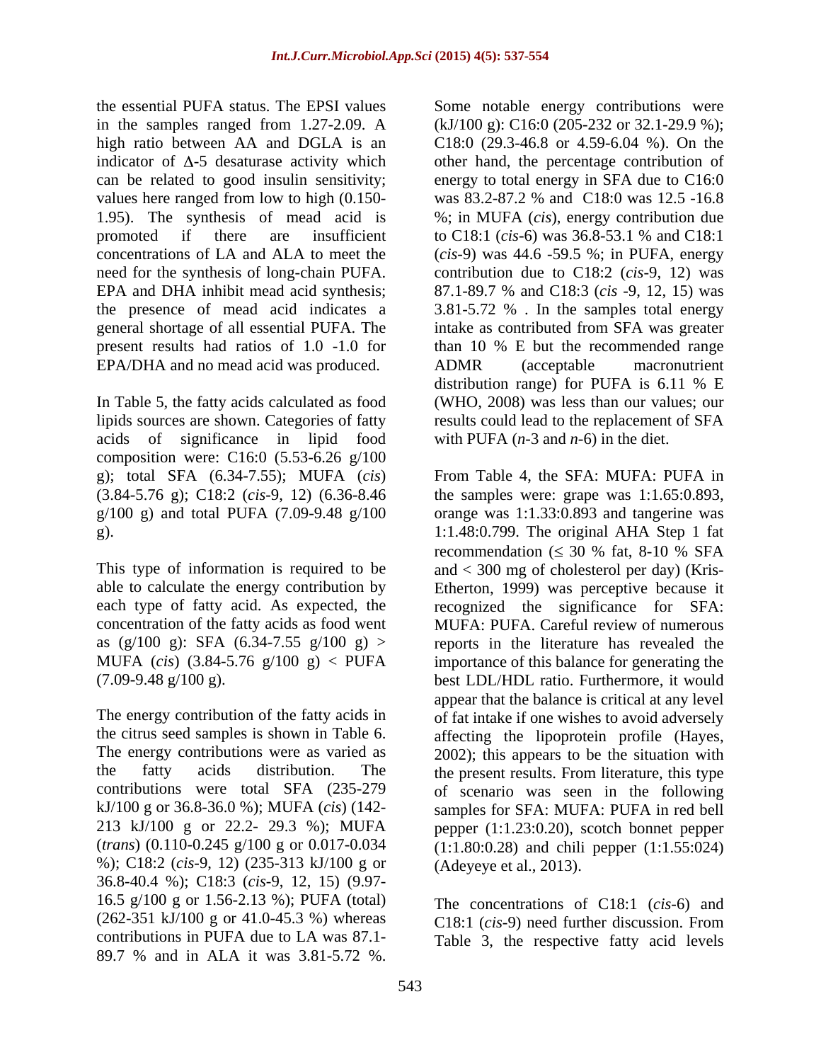the essential PUFA status. The EPSI values in the samples ranged from 1.27-2.09. A high ratio between AA and DGLA is an indicator of Δ-5 desaturase activity which can be related to good insulin sensitivity; values here ranged from low to high (0.150-1.95). The synthesis of mead acid is promoted if there are insufficient concentrations of LA and ALA to meet the need for the synthesis of long-chain PUFA. EPA and DHA inhibit mead acid synthesis; the presence of mead acid indicates a general shortage of all essential PUFA. The present results had ratios of 1.0 -1.0 for EPA/DHA and no mead acid was produced.

In Table 5, the fatty acids calculated as food lipids sources are shown. Categories of fatty acids of significance in lipid food composition were: C16:0 (5.53-6.26 g/100 g); total SFA (6.34-7.55); MUFA (*cis*) (3.84-5.76 g); C18:2 (*cis*-9, 12) (6.36-8.46 g/100 g) and total PUFA (7.09-9.48 g/100 g).

This type of information is required to be able to calculate the energy contribution by each type of fatty acid. As expected, the concentration of the fatty acids as food went as (g/100 g): SFA (6.34-7.55 g/100 g) > MUFA (*cis*) (3.84-5.76 g/100 g) < PUFA (7.09-9.48 g/100 g).

The energy contribution of the fatty acids in the citrus seed samples is shown in Table 6. The energy contributions were as varied as the fatty acids distribution. The contributions were total SFA (235-279 kJ/100 g or 36.8-36.0 %); MUFA (*cis*) (142-213 kJ/100 g or 22.2- 29.3 %); MUFA (*trans*) (0.110-0.245 g/100 g or 0.017-0.034 %); C18:2 (*cis*-9, 12) (235-313 kJ/100 g or 36.8-40.4 %); C18:3 (*cis*-9, 12, 15) (9.97-16.5 g/100 g or 1.56-2.13 %); PUFA (total) (262-351 kJ/100 g or 41.0-45.3 %) whereas contributions in PUFA due to LA was 87.1-89.7 % and in ALA it was 3.81-5.72 %. Some notable energy contributions were (kJ/100 g): C16:0 (205-232 or 32.1-29.9 %); C18:0 (29.3-46.8 or 4.59-6.04 %). On the other hand, the percentage contribution of energy to total energy in SFA due to C16:0 was 83.2-87.2 % and C18:0 was 12.5 -16.8 %; in MUFA (*cis*), energy contribution due to C18:1 (*cis*-6) was 36.8-53.1 % and C18:1 (*cis*-9) was 44.6 -59.5 %; in PUFA, energy contribution due to C18:2 (*cis*-9, 12) was 87.1-89.7 % and C18:3 (*cis* -9, 12, 15) was 3.81-5.72 % . In the samples total energy intake as contributed from SFA was greater than 10 % E but the recommended range ADMR (acceptable macronutrient distribution range) for PUFA is 6.11 % E (WHO, 2008) was less than our values; our results could lead to the replacement of SFA with PUFA (*n*-3 and *n*-6) in the diet.

From Table 4, the SFA: MUFA: PUFA in the samples were: grape was 1:1.65:0.893, orange was 1:1.33:0.893 and tangerine was 1:1.48:0.799. The original AHA Step 1 fat recommendation (≤ 30 % fat, 8-10 % SFA and < 300 mg of cholesterol per day) (Kris-Etherton, 1999) was perceptive because it recognized the significance for SFA: MUFA: PUFA. Careful review of numerous reports in the literature has revealed the importance of this balance for generating the best LDL/HDL ratio. Furthermore, it would appear that the balance is critical at any level of fat intake if one wishes to avoid adversely affecting the lipoprotein profile (Hayes, 2002); this appears to be the situation with the present results. From literature, this type of scenario was seen in the following samples for SFA: MUFA: PUFA in red bell pepper (1:1.23:0.20), scotch bonnet pepper (1:1.80:0.28) and chili pepper (1:1.55:024) (Adeyeye et al., 2013).

The concentrations of C18:1 (*cis*-6) and C18:1 (*cis*-9) need further discussion. From Table 3, the respective fatty acid levels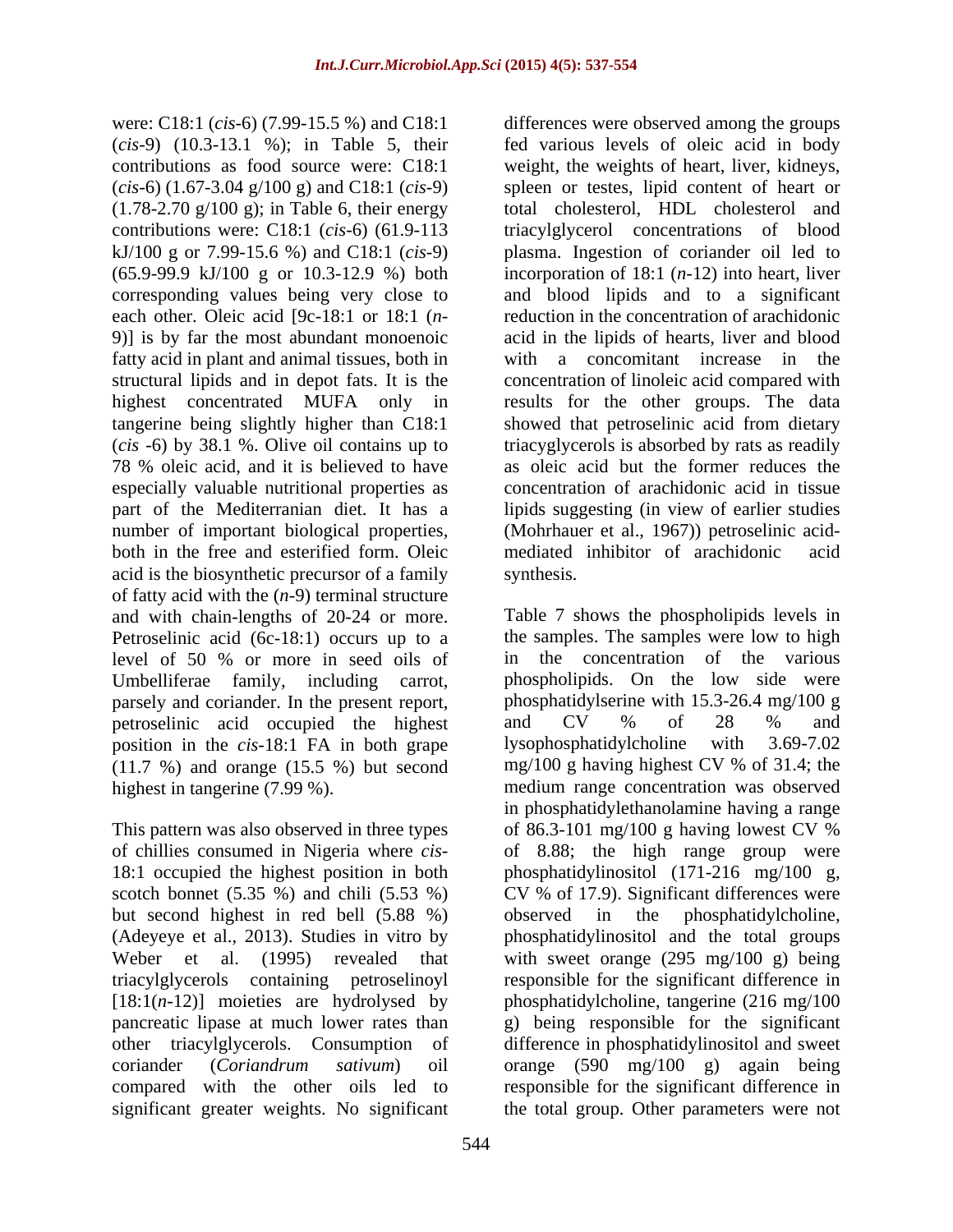were: C18:1 (*cis*-6) (7.99-15.5 %) and C18:1 (*cis*-9) (10.3-13.1 %); in Table 5, their contributions as food source were: C18:1 (*cis*-6) (1.67-3.04 g/100 g) and C18:1 (*cis*-9) (1.78-2.70 g/100 g); in Table 6, their energy contributions were: C18:1 (*cis*-6) (61.9-113 kJ/100 g or 7.99-15.6 %) and C18:1 (*cis*-9) (65.9-99.9 kJ/100 g or 10.3-12.9 %) both corresponding values being very close to each other. Oleic acid [9c-18:1 or 18:1 (*n*-9)] is by far the most abundant monoenoic fatty acid in plant and animal tissues, both in structural lipids and in depot fats. It is the highest concentrated MUFA only in tangerine being slightly higher than C18:1 (*cis* -6) by 38.1 %. Olive oil contains up to 78 % oleic acid, and it is believed to have especially valuable nutritional properties as part of the Mediterranian diet. It has a number of important biological properties, both in the free and esterified form. Oleic acid is the biosynthetic precursor of a family of fatty acid with the (*n*-9) terminal structure and with chain-lengths of 20-24 or more. Petroselinic acid (6c-18:1) occurs up to a level of 50 % or more in seed oils of Umbelliferae family, including carrot, parsely and coriander. In the present report, petroselinic acid occupied the highest position in the *cis*-18:1 FA in both grape (11.7 %) and orange (15.5 %) but second highest in tangerine (7.99 %).

This pattern was also observed in three types of chillies consumed in Nigeria where *cis*-18:1 occupied the highest position in both scotch bonnet (5.35 %) and chili (5.53 %) but second highest in red bell (5.88 %) (Adeyeye et al., 2013). Studies in vitro by Weber et al. (1995) revealed that triacylglycerols containing petroselinoyl [18:1(*n*-12)] moieties are hydrolysed by pancreatic lipase at much lower rates than other triacylglycerols. Consumption of coriander (*Coriandrum sativum*) oil compared with the other oils led to significant greater weights. No significant differences were observed among the groups fed various levels of oleic acid in body weight, the weights of heart, liver, kidneys, spleen or testes, lipid content of heart or total cholesterol, HDL cholesterol and triacylglycerol concentrations of blood plasma. Ingestion of coriander oil led to incorporation of 18:1 (*n*-12) into heart, liver and blood lipids and to a significant reduction in the concentration of arachidonic acid in the lipids of hearts, liver and blood with a concomitant increase in the concentration of linoleic acid compared with results for the other groups. The data showed that petroselinic acid from dietary triacyglycerols is absorbed by rats as readily as oleic acid but the former reduces the concentration of arachidonic acid in tissue lipids suggesting (in view of earlier studies (Mohrhauer et al., 1967)) petroselinic acid-mediated inhibitor of arachidonic acid synthesis.

Table 7 shows the phospholipids levels in the samples. The samples were low to high in the concentration of the various phospholipids. On the low side were phosphatidylserine with 15.3-26.4 mg/100 g and CV % of 28 % and lysophosphatidylcholine with 3.69-7.02 mg/100 g having highest CV % of 31.4; the medium range concentration was observed in phosphatidylethanolamine having a range of 86.3-101 mg/100 g having lowest CV % of 8.88; the high range group were phosphatidylinositol (171-216 mg/100 g, CV % of 17.9). Significant differences were observed in the phosphatidylcholine, phosphatidylinositol and the total groups with sweet orange (295 mg/100 g) being responsible for the significant difference in phosphatidylcholine, tangerine (216 mg/100 g) being responsible for the significant difference in phosphatidylinositol and sweet orange (590 mg/100 g) again being responsible for the significant difference in the total group. Other parameters were not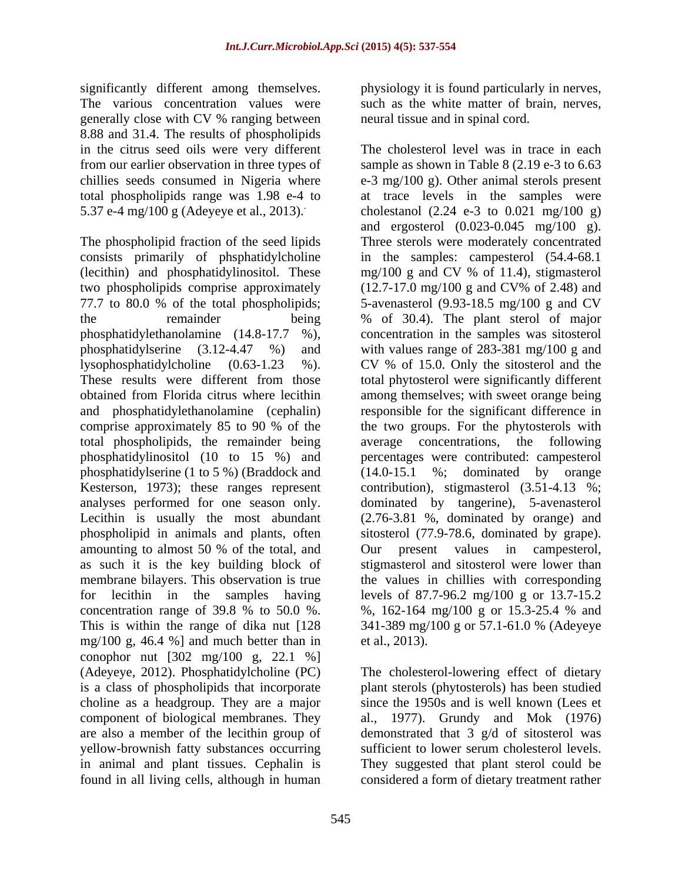significantly different among themselves. The various concentration values were generally close with CV % ranging between 8.88 and 31.4. The results of phospholipids in the citrus seed oils were very different from our earlier observation in three types of chillies seeds consumed in Nigeria where total phospholipids range was 1.98 e-4 to 5.37 e-4 mg/100 g (Adeyeye et al., 2013).

The phospholipid fraction of the seed lipids consists primarily of phsphatidylcholine (lecithin) and phosphatidylinositol. These two phospholipids comprise approximately 77.7 to 80.0 % of the total phospholipids; the remainder being phosphatidylethanolamine (14.8-17.7 %), phosphatidylserine (3.12-4.47 %) and lysophosphatidylcholine (0.63-1.23 %). These results were different from those obtained from Florida citrus where lecithin and phosphatidylethanolamine (cephalin) comprise approximately 85 to 90 % of the total phospholipids, the remainder being phosphatidylinositol (10 to 15 %) and phosphatidylserine (1 to 5 %) (Braddock and Kesterson, 1973); these ranges represent analyses performed for one season only. Lecithin is usually the most abundant phospholipid in animals and plants, often amounting to almost 50 % of the total, and as such it is the key building block of membrane bilayers. This observation is true for lecithin in the samples having concentration range of 39.8 % to 50.0 %. This is within the range of dika nut [128 mg/100 g, 46.4 %] and much better than in conophor nut [302 mg/100 g, 22.1 %] (Adeyeye, 2012). Phosphatidylcholine (PC) is a class of phospholipids that incorporate choline as a headgroup. They are a major component of biological membranes. They are also a member of the lecithin group of yellow-brownish fatty substances occurring in animal and plant tissues. Cephalin is found in all living cells, although in human physiology it is found particularly in nerves, such as the white matter of brain, nerves, neural tissue and in spinal cord.

The cholesterol level was in trace in each sample as shown in Table 8 (2.19 e-3 to 6.63 e-3 mg/100 g). Other animal sterols present at trace levels in the samples were cholestanol (2.24 e-3 to 0.021 mg/100 g) and ergosterol (0.023-0.045 mg/100 g). Three sterols were moderately concentrated in the samples: campesterol (54.4-68.1 mg/100 g and CV % of 11.4), stigmasterol (12.7-17.0 mg/100 g and CV% of 2.48) and 5-avenasterol (9.93-18.5 mg/100 g and CV % of 30.4). The plant sterol of major concentration in the samples was sitosterol with values range of 283-381 mg/100 g and CV % of 15.0. Only the sitosterol and the total phytosterol were significantly different among themselves; with sweet orange being responsible for the significant difference in the two groups. For the phytosterols with average concentrations, the following percentages were contributed: campesterol (14.0-15.1 %; dominated by orange contribution), stigmasterol (3.51-4.13 %; dominated by tangerine), 5-avenasterol (2.76-3.81 %, dominated by orange) and sitosterol (77.9-78.6, dominated by grape). Our present values in campesterol, stigmasterol and sitosterol were lower than the values in chillies with corresponding levels of 87.7-96.2 mg/100 g or 13.7-15.2 %, 162-164 mg/100 g or 15.3-25.4 % and 341-389 mg/100 g or 57.1-61.0 % (Adeyeye et al., 2013).

The cholesterol-lowering effect of dietary plant sterols (phytosterols) has been studied since the 1950s and is well known (Lees et al., 1977). Grundy and Mok (1976) demonstrated that 3 g/d of sitosterol was sufficient to lower serum cholesterol levels. They suggested that plant sterol could be considered a form of dietary treatment rather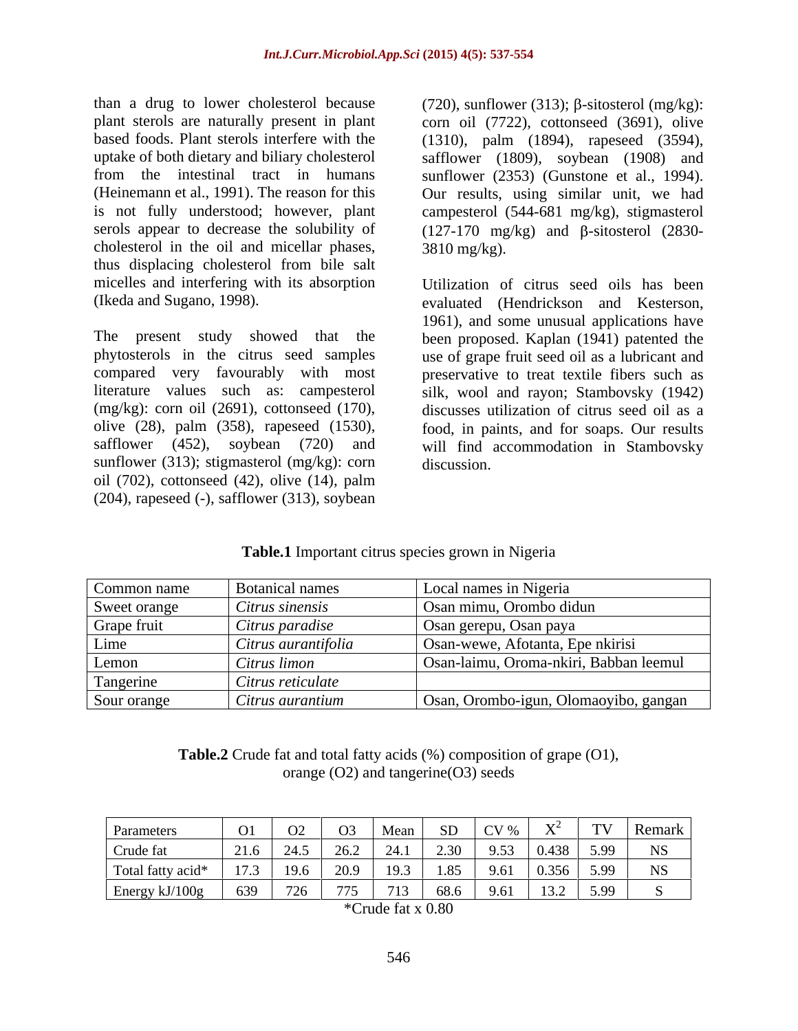than a drug to lower cholesterol because plant sterols are naturally present in plant based foods. Plant sterols interfere with the uptake of both dietary and biliary cholesterol from the intestinal tract in humans (Heinemann et al., 1991). The reason for this is not fully understood; however, plant serols appear to decrease the solubility of cholesterol in the oil and micellar phases, thus displacing cholesterol from bile salt micelles and interfering with its absorption (Ikeda and Sugano, 1998).

The present study showed that the phytosterols in the citrus seed samples compared very favourably with most literature values such as: campesterol (mg/kg): corn oil (2691), cottonseed (170), olive (28), palm (358), rapeseed (1530), safflower (452), soybean (720) and sunflower (313); stigmasterol (mg/kg): corn oil (702), cottonseed (42), olive (14), palm (204), rapeseed (-), safflower (313), soybean (720), sunflower (313); β-sitosterol (mg/kg): corn oil (7722), cottonseed (3691), olive (1310), palm (1894), rapeseed (3594), safflower (1809), soybean (1908) and sunflower (2353) (Gunstone et al., 1994). Our results, using similar unit, we had campesterol (544-681 mg/kg), stigmasterol (127-170 mg/kg) and β-sitosterol (2830-3810 mg/kg).

Utilization of citrus seed oils has been evaluated (Hendrickson and Kesterson, 1961), and some unusual applications have been proposed. Kaplan (1941) patented the use of grape fruit seed oil as a lubricant and preservative to treat textile fibers such as silk, wool and rayon; Stambovsky (1942) discusses utilization of citrus seed oil as a food, in paints, and for soaps. Our results will find accommodation in Stambovsky discussion.

**Table.1** Important citrus species grown in Nigeria

| Common name | Botanical names | Local names in Nigeria |
|---|---|---|
| Sweet orange | *Citrus sinensis* | Osan mimu, Orombo didun |
| Grape fruit | *Citrus paradise* | Osan gerepu, Osan paya |
| Lime | *Citrus aurantifolia* | Osan-wewe, Afotanta, Epe nkirisi |
| Lemon | *Citrus limon* | Osan-laimu, Oroma-nkiri, Babban leemul |
| Tangerine | *Citrus reticulate* | |
| Sour orange | *Citrus aurantium* | Osan, Orombo-igun, Olomaoyibo, gangan |

**Table.2** Crude fat and total fatty acids (%) composition of grape (O1), orange (O2) and tangerine(O3) seeds

| Parameters | O1 | O2 | O3 | Mean | SD | CV % | $X^2$ | TV | Remark |
|---|---|---|---|---|---|---|---|---|---|
| Crude fat | 21.6 | 24.5 | 26.2 | 24.1 | 2.30 | 9.53 | 0.438 | 5.99 | NS |
| Total fatty acid* | 17.3 | 19.6 | 20.9 | 19.3 | 1.85 | 9.61 | 0.356 | 5.99 | NS |
| Energy kJ/100g | 639 | 726 | 775 | 713 | 68.6 | 9.61 | 13.2 | 5.99 | S |

*Crude fat x 0.80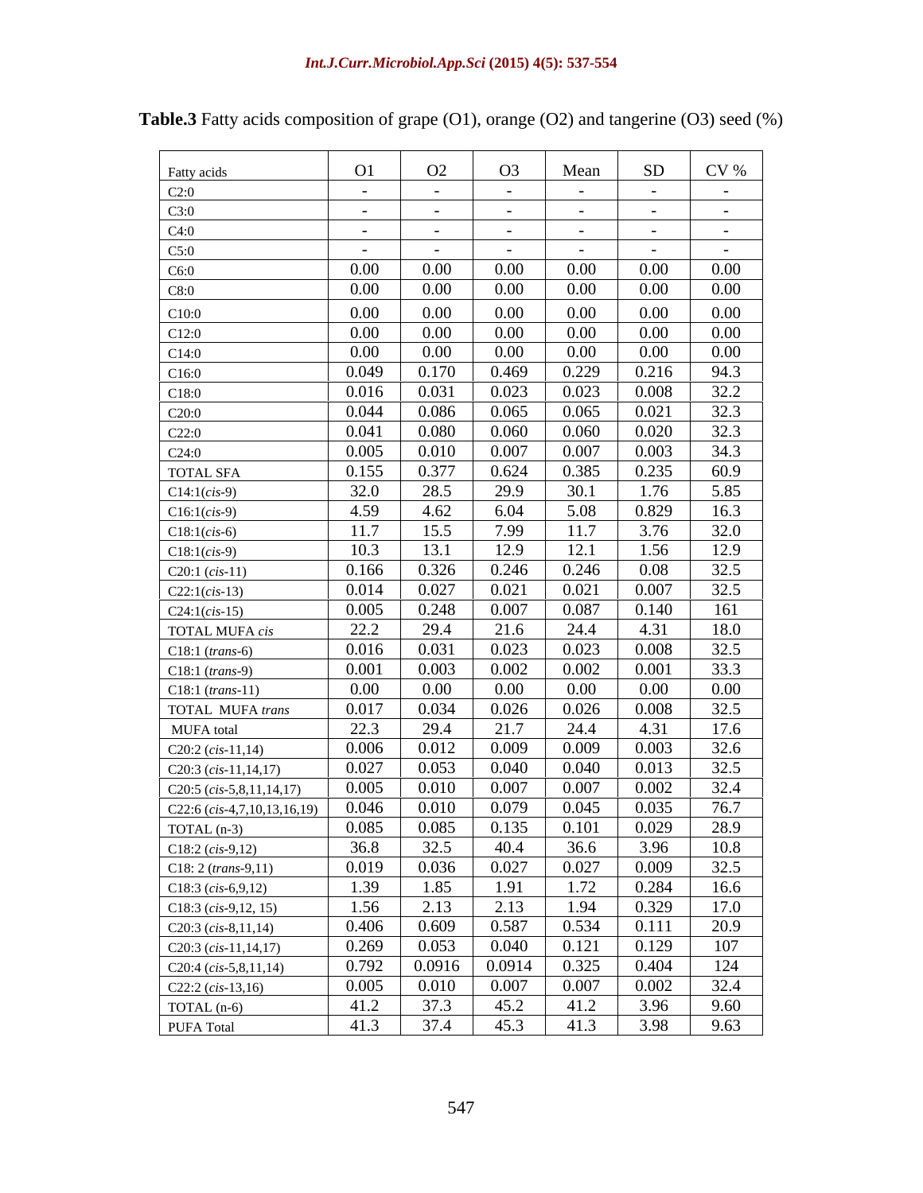**Table.3** Fatty acids composition of grape (O1), orange (O2) and tangerine (O3) seed (%)

| Fatty acids | O1 | O2 | O3 | Mean | SD | CV % |
|---|---|---|---|---|---|---|
| C2:0 | - | - | - | - | - | - |
| C3:0 | - | - | - | - | - | - |
| C4:0 | - | - | - | - | - | - |
| C5:0 | - | - | - | - | - | - |
| C6:0 | 0.00 | 0.00 | 0.00 | 0.00 | 0.00 | 0.00 |
| C8:0 | 0.00 | 0.00 | 0.00 | 0.00 | 0.00 | 0.00 |
| C10:0 | 0.00 | 0.00 | 0.00 | 0.00 | 0.00 | 0.00 |
| C12:0 | 0.00 | 0.00 | 0.00 | 0.00 | 0.00 | 0.00 |
| C14:0 | 0.00 | 0.00 | 0.00 | 0.00 | 0.00 | 0.00 |
| C16:0 | 0.049 | 0.170 | 0.469 | 0.229 | 0.216 | 94.3 |
| C18:0 | 0.016 | 0.031 | 0.023 | 0.023 | 0.008 | 32.2 |
| C20:0 | 0.044 | 0.086 | 0.065 | 0.065 | 0.021 | 32.3 |
| C22:0 | 0.041 | 0.080 | 0.060 | 0.060 | 0.020 | 32.3 |
| C24:0 | 0.005 | 0.010 | 0.007 | 0.007 | 0.003 | 34.3 |
| TOTAL SFA | 0.155 | 0.377 | 0.624 | 0.385 | 0.235 | 60.9 |
| C14:1(*cis*-9) | 32.0 | 28.5 | 29.9 | 30.1 | 1.76 | 5.85 |
| C16:1(*cis*-9) | 4.59 | 4.62 | 6.04 | 5.08 | 0.829 | 16.3 |
| C18:1(*cis*-6) | 11.7 | 15.5 | 7.99 | 11.7 | 3.76 | 32.0 |
| C18:1(*cis*-9) | 10.3 | 13.1 | 12.9 | 12.1 | 1.56 | 12.9 |
| C20:1 (*cis*-11) | 0.166 | 0.326 | 0.246 | 0.246 | 0.08 | 32.5 |
| C22:1(*cis*-13) | 0.014 | 0.027 | 0.021 | 0.021 | 0.007 | 32.5 |
| C24:1(*cis*-15) | 0.005 | 0.248 | 0.007 | 0.087 | 0.140 | 161 |
| TOTAL MUFA *cis* | 22.2 | 29.4 | 21.6 | 24.4 | 4.31 | 18.0 |
| C18:1 (*trans*-6) | 0.016 | 0.031 | 0.023 | 0.023 | 0.008 | 32.5 |
| C18:1 (*trans*-9) | 0.001 | 0.003 | 0.002 | 0.002 | 0.001 | 33.3 |
| C18:1 (*trans*-11) | 0.00 | 0.00 | 0.00 | 0.00 | 0.00 | 0.00 |
| TOTAL MUFA *trans* | 0.017 | 0.034 | 0.026 | 0.026 | 0.008 | 32.5 |
| MUFA total | 22.3 | 29.4 | 21.7 | 24.4 | 4.31 | 17.6 |
| C20:2 (*cis*-11,14) | 0.006 | 0.012 | 0.009 | 0.009 | 0.003 | 32.6 |
| C20:3 (*cis*-11,14,17) | 0.027 | 0.053 | 0.040 | 0.040 | 0.013 | 32.5 |
| C20:5 (*cis*-5,8,11,14,17) | 0.005 | 0.010 | 0.007 | 0.007 | 0.002 | 32.4 |
| C22:6 (*cis*-4,7,10,13,16,19) | 0.046 | 0.010 | 0.079 | 0.045 | 0.035 | 76.7 |
| TOTAL (n-3) | 0.085 | 0.085 | 0.135 | 0.101 | 0.029 | 28.9 |
| C18:2 (*cis*-9,12) | 36.8 | 32.5 | 40.4 | 36.6 | 3.96 | 10.8 |
| C18: 2 (*trans*-9,11) | 0.019 | 0.036 | 0.027 | 0.027 | 0.009 | 32.5 |
| C18:3 (*cis*-6,9,12) | 1.39 | 1.85 | 1.91 | 1.72 | 0.284 | 16.6 |
| C18:3 (*cis*-9,12, 15) | 1.56 | 2.13 | 2.13 | 1.94 | 0.329 | 17.0 |
| C20:3 (*cis*-8,11,14) | 0.406 | 0.609 | 0.587 | 0.534 | 0.111 | 20.9 |
| C20:3 (*cis*-11,14,17) | 0.269 | 0.053 | 0.040 | 0.121 | 0.129 | 107 |
| C20:4 (*cis*-5,8,11,14) | 0.792 | 0.0916 | 0.0914 | 0.325 | 0.404 | 124 |
| C22:2 (*cis*-13,16) | 0.005 | 0.010 | 0.007 | 0.007 | 0.002 | 32.4 |
| TOTAL (n-6) | 41.2 | 37.3 | 45.2 | 41.2 | 3.96 | 9.60 |
| PUFA Total | 41.3 | 37.4 | 45.3 | 41.3 | 3.98 | 9.63 |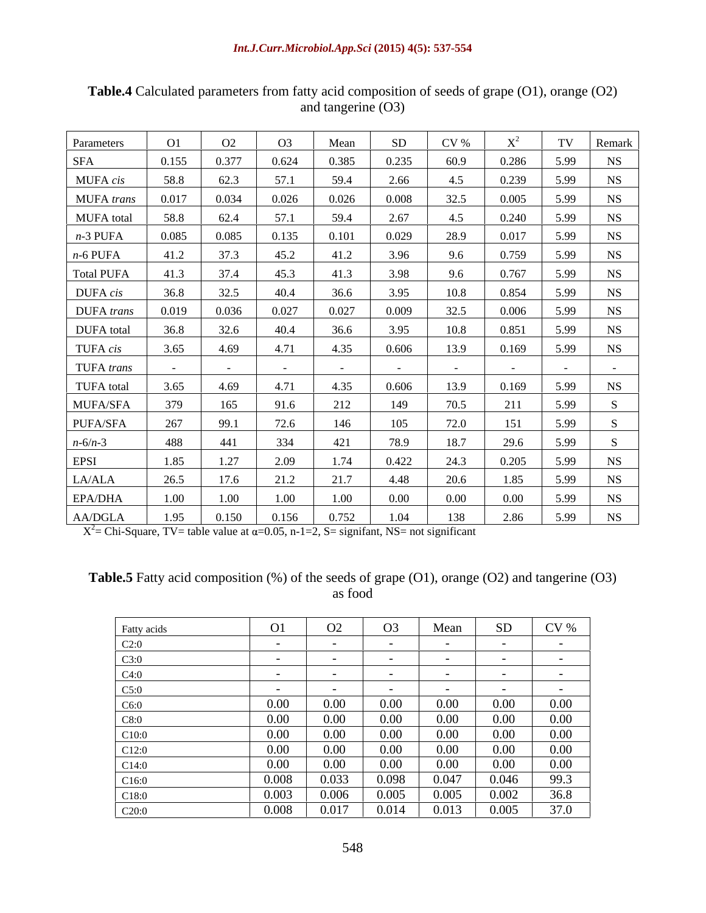**Table.4** Calculated parameters from fatty acid composition of seeds of grape (O1), orange (O2) and tangerine (O3)

| Parameters | O1 | O2 | O3 | Mean | SD | CV % | $X^2$ | TV | Remark |
|---|---|---|---|---|---|---|---|---|---|
| SFA | 0.155 | 0.377 | 0.624 | 0.385 | 0.235 | 60.9 | 0.286 | 5.99 | NS |
| MUFA *cis* | 58.8 | 62.3 | 57.1 | 59.4 | 2.66 | 4.5 | 0.239 | 5.99 | NS |
| MUFA *trans* | 0.017 | 0.034 | 0.026 | 0.026 | 0.008 | 32.5 | 0.005 | 5.99 | NS |
| MUFA total | 58.8 | 62.4 | 57.1 | 59.4 | 2.67 | 4.5 | 0.240 | 5.99 | NS |
| *n*-3 PUFA | 0.085 | 0.085 | 0.135 | 0.101 | 0.029 | 28.9 | 0.017 | 5.99 | NS |
| *n*-6 PUFA | 41.2 | 37.3 | 45.2 | 41.2 | 3.96 | 9.6 | 0.759 | 5.99 | NS |
| Total PUFA | 41.3 | 37.4 | 45.3 | 41.3 | 3.98 | 9.6 | 0.767 | 5.99 | NS |
| DUFA *cis* | 36.8 | 32.5 | 40.4 | 36.6 | 3.95 | 10.8 | 0.854 | 5.99 | NS |
| DUFA *trans* | 0.019 | 0.036 | 0.027 | 0.027 | 0.009 | 32.5 | 0.006 | 5.99 | NS |
| DUFA total | 36.8 | 32.6 | 40.4 | 36.6 | 3.95 | 10.8 | 0.851 | 5.99 | NS |
| TUFA *cis* | 3.65 | 4.69 | 4.71 | 4.35 | 0.606 | 13.9 | 0.169 | 5.99 | NS |
| TUFA *trans* | - | - | - | - | - | - | - | - | - |
| TUFA total | 3.65 | 4.69 | 4.71 | 4.35 | 0.606 | 13.9 | 0.169 | 5.99 | NS |
| MUFA/SFA | 379 | 165 | 91.6 | 212 | 149 | 70.5 | 211 | 5.99 | S |
| PUFA/SFA | 267 | 99.1 | 72.6 | 146 | 105 | 72.0 | 151 | 5.99 | S |
| *n*-6/*n*-3 | 488 | 441 | 334 | 421 | 78.9 | 18.7 | 29.6 | 5.99 | S |
| EPSI | 1.85 | 1.27 | 2.09 | 1.74 | 0.422 | 24.3 | 0.205 | 5.99 | NS |
| LA/ALA | 26.5 | 17.6 | 21.2 | 21.7 | 4.48 | 20.6 | 1.85 | 5.99 | NS |
| EPA/DHA | 1.00 | 1.00 | 1.00 | 1.00 | 0.00 | 0.00 | 0.00 | 5.99 | NS |
| AA/DGLA | 1.95 | 0.150 | 0.156 | 0.752 | 1.04 | 138 | 2.86 | 5.99 | NS |

$X^2$= Chi-Square, TV= table value at $\alpha$=0.05, n-1=2, S= signifant, NS= not significant

**Table.5** Fatty acid composition (%) of the seeds of grape (O1), orange (O2) and tangerine (O3) as food

| Fatty acids | O1 | O2 | O3 | Mean | SD | CV % |
|---|---|---|---|---|---|---|
| C2:0 | - | - | - | - | - | - |
| C3:0 | - | - | - | - | - | - |
| C4:0 | - | - | - | - | - | - |
| C5:0 | - | - | - | - | - | - |
| C6:0 | 0.00 | 0.00 | 0.00 | 0.00 | 0.00 | 0.00 |
| C8:0 | 0.00 | 0.00 | 0.00 | 0.00 | 0.00 | 0.00 |
| C10:0 | 0.00 | 0.00 | 0.00 | 0.00 | 0.00 | 0.00 |
| C12:0 | 0.00 | 0.00 | 0.00 | 0.00 | 0.00 | 0.00 |
| C14:0 | 0.00 | 0.00 | 0.00 | 0.00 | 0.00 | 0.00 |
| C16:0 | 0.008 | 0.033 | 0.098 | 0.047 | 0.046 | 99.3 |
| C18:0 | 0.003 | 0.006 | 0.005 | 0.005 | 0.002 | 36.8 |
| C20:0 | 0.008 | 0.017 | 0.014 | 0.013 | 0.005 | 37.0 |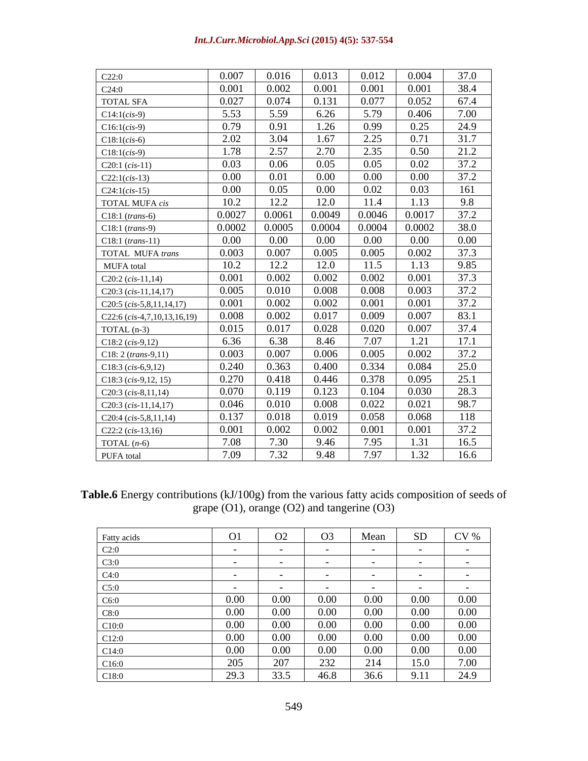| | | | | | | |
|---|---|---|---|---|---|---|
| C22:0 | 0.007 | 0.016 | 0.013 | 0.012 | 0.004 | 37.0 |
| C24:0 | 0.001 | 0.002 | 0.001 | 0.001 | 0.001 | 38.4 |
| TOTAL SFA | 0.027 | 0.074 | 0.131 | 0.077 | 0.052 | 67.4 |
| C14:1(*cis*-9) | 5.53 | 5.59 | 6.26 | 5.79 | 0.406 | 7.00 |
| C16:1(*cis*-9) | 0.79 | 0.91 | 1.26 | 0.99 | 0.25 | 24.9 |
| C18:1(*cis*-6) | 2.02 | 3.04 | 1.67 | 2.25 | 0.71 | 31.7 |
| C18:1(*cis*-9) | 1.78 | 2.57 | 2.70 | 2.35 | 0.50 | 21.2 |
| C20:1 (*cis*-11) | 0.03 | 0.06 | 0.05 | 0.05 | 0.02 | 37.2 |
| C22:1(*cis*-13) | 0.00 | 0.01 | 0.00 | 0.00 | 0.00 | 37.2 |
| C24:1(*cis*-15) | 0.00 | 0.05 | 0.00 | 0.02 | 0.03 | 161 |
| TOTAL MUFA *cis* | 10.2 | 12.2 | 12.0 | 11.4 | 1.13 | 9.8 |
| C18:1 (*trans*-6) | 0.0027 | 0.0061 | 0.0049 | 0.0046 | 0.0017 | 37.2 |
| C18:1 (*trans*-9) | 0.0002 | 0.0005 | 0.0004 | 0.0004 | 0.0002 | 38.0 |
| C18:1 (*trans*-11) | 0.00 | 0.00 | 0.00 | 0.00 | 0.00 | 0.00 |
| TOTAL MUFA *trans* | 0.003 | 0.007 | 0.005 | 0.005 | 0.002 | 37.3 |
| MUFA total | 10.2 | 12.2 | 12.0 | 11.5 | 1.13 | 9.85 |
| C20:2 (*cis*-11,14) | 0.001 | 0.002 | 0.002 | 0.002 | 0.001 | 37.3 |
| C20:3 (*cis*-11,14,17) | 0.005 | 0.010 | 0.008 | 0.008 | 0.003 | 37.2 |
| C20:5 (*cis*-5,8,11,14,17) | 0.001 | 0.002 | 0.002 | 0.001 | 0.001 | 37.2 |
| C22:6 (*cis*-4,7,10,13,16,19) | 0.008 | 0.002 | 0.017 | 0.009 | 0.007 | 83.1 |
| TOTAL (n-3) | 0.015 | 0.017 | 0.028 | 0.020 | 0.007 | 37.4 |
| C18:2 (*cis*-9,12) | 6.36 | 6.38 | 8.46 | 7.07 | 1.21 | 17.1 |
| C18: 2 (*trans*-9,11) | 0.003 | 0.007 | 0.006 | 0.005 | 0.002 | 37.2 |
| C18:3 (*cis*-6,9,12) | 0.240 | 0.363 | 0.400 | 0.334 | 0.084 | 25.0 |
| C18:3 (*cis*-9,12, 15) | 0.270 | 0.418 | 0.446 | 0.378 | 0.095 | 25.1 |
| C20:3 (*cis*-8,11,14) | 0.070 | 0.119 | 0.123 | 0.104 | 0.030 | 28.3 |
| C20:3 (*cis*-11,14,17) | 0.046 | 0.010 | 0.008 | 0.022 | 0.021 | 98.7 |
| C20:4 (*cis*-5,8,11,14) | 0.137 | 0.018 | 0.019 | 0.058 | 0.068 | 118 |
| C22:2 (*cis*-13,16) | 0.001 | 0.002 | 0.002 | 0.001 | 0.001 | 37.2 |
| TOTAL (*n*-6) | 7.08 | 7.30 | 9.46 | 7.95 | 1.31 | 16.5 |
| PUFA total | 7.09 | 7.32 | 9.48 | 7.97 | 1.32 | 16.6 |

**Table.6** Energy contributions (kJ/100g) from the various fatty acids composition of seeds of grape (O1), orange (O2) and tangerine (O3)

| Fatty acids | O1 | O2 | O3 | Mean | SD | CV % |
|---|---|---|---|---|---|---|
| C2:0 | - | - | - | - | - | - |
| C3:0 | - | - | - | - | - | - |
| C4:0 | - | - | - | - | - | - |
| C5:0 | - | - | - | - | - | - |
| C6:0 | 0.00 | 0.00 | 0.00 | 0.00 | 0.00 | 0.00 |
| C8:0 | 0.00 | 0.00 | 0.00 | 0.00 | 0.00 | 0.00 |
| C10:0 | 0.00 | 0.00 | 0.00 | 0.00 | 0.00 | 0.00 |
| C12:0 | 0.00 | 0.00 | 0.00 | 0.00 | 0.00 | 0.00 |
| C14:0 | 0.00 | 0.00 | 0.00 | 0.00 | 0.00 | 0.00 |
| C16:0 | 205 | 207 | 232 | 214 | 15.0 | 7.00 |
| C18:0 | 29.3 | 33.5 | 46.8 | 36.6 | 9.11 | 24.9 |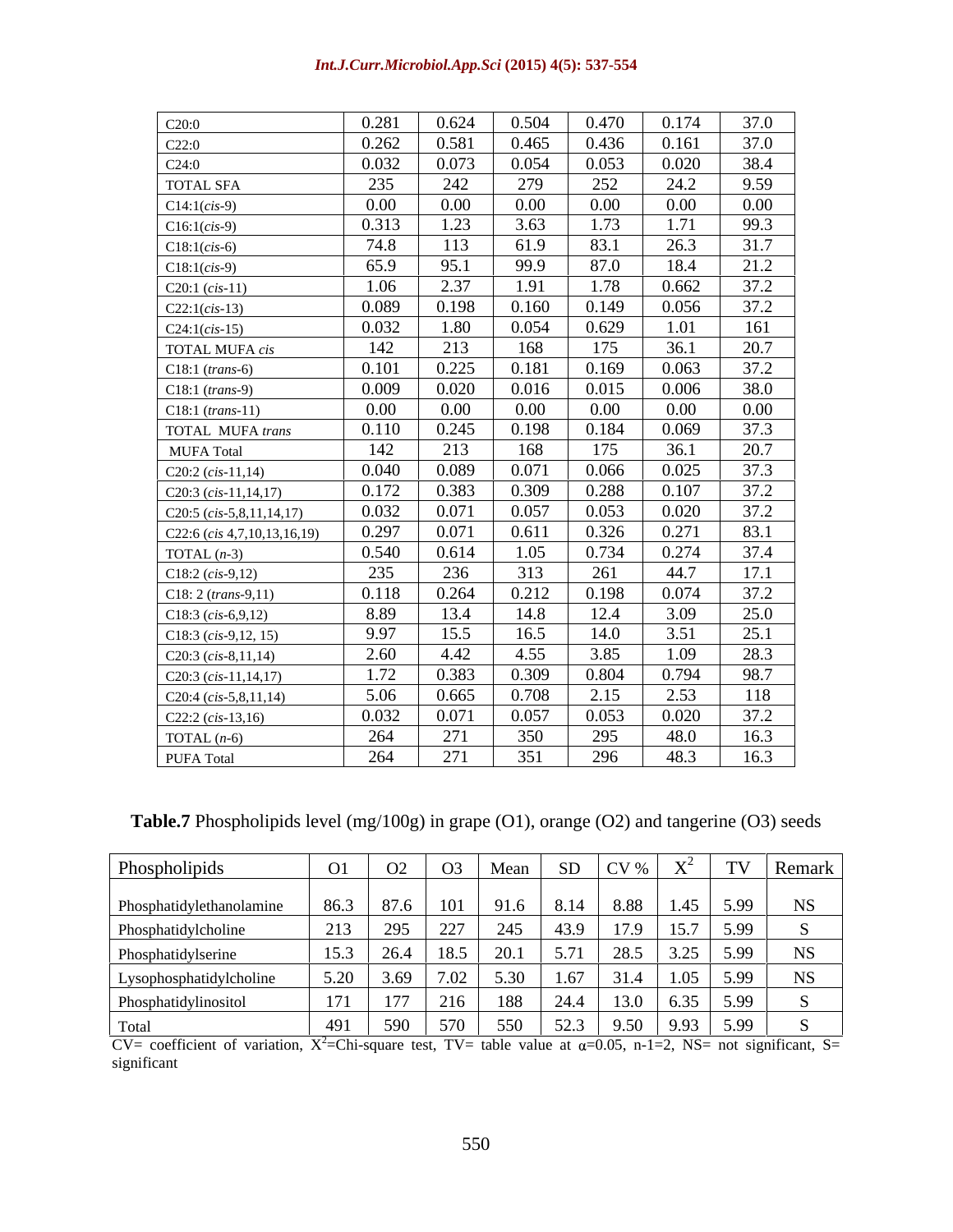| C20:0 | 0.281 | 0.624 | 0.504 | 0.470 | 0.174 | 37.0 |
|---|---|---|---|---|---|---|
| C22:0 | 0.262 | 0.581 | 0.465 | 0.436 | 0.161 | 37.0 |
| C24:0 | 0.032 | 0.073 | 0.054 | 0.053 | 0.020 | 38.4 |
| TOTAL SFA | 235 | 242 | 279 | 252 | 24.2 | 9.59 |
| C14:1(*cis*-9) | 0.00 | 0.00 | 0.00 | 0.00 | 0.00 | 0.00 |
| C16:1(*cis*-9) | 0.313 | 1.23 | 3.63 | 1.73 | 1.71 | 99.3 |
| C18:1(*cis*-6) | 74.8 | 113 | 61.9 | 83.1 | 26.3 | 31.7 |
| C18:1(*cis*-9) | 65.9 | 95.1 | 99.9 | 87.0 | 18.4 | 21.2 |
| C20:1 (*cis*-11) | 1.06 | 2.37 | 1.91 | 1.78 | 0.662 | 37.2 |
| C22:1(*cis*-13) | 0.089 | 0.198 | 0.160 | 0.149 | 0.056 | 37.2 |
| C24:1(*cis*-15) | 0.032 | 1.80 | 0.054 | 0.629 | 1.01 | 161 |
| TOTAL MUFA *cis* | 142 | 213 | 168 | 175 | 36.1 | 20.7 |
| C18:1 (*trans*-6) | 0.101 | 0.225 | 0.181 | 0.169 | 0.063 | 37.2 |
| C18:1 (*trans*-9) | 0.009 | 0.020 | 0.016 | 0.015 | 0.006 | 38.0 |
| C18:1 (*trans*-11) | 0.00 | 0.00 | 0.00 | 0.00 | 0.00 | 0.00 |
| TOTAL MUFA *trans* | 0.110 | 0.245 | 0.198 | 0.184 | 0.069 | 37.3 |
| MUFA Total | 142 | 213 | 168 | 175 | 36.1 | 20.7 |
| C20:2 (*cis*-11,14) | 0.040 | 0.089 | 0.071 | 0.066 | 0.025 | 37.3 |
| C20:3 (*cis*-11,14,17) | 0.172 | 0.383 | 0.309 | 0.288 | 0.107 | 37.2 |
| C20:5 (*cis*-5,8,11,14,17) | 0.032 | 0.071 | 0.057 | 0.053 | 0.020 | 37.2 |
| C22:6 (*cis* 4,7,10,13,16,19) | 0.297 | 0.071 | 0.611 | 0.326 | 0.271 | 83.1 |
| TOTAL (*n*-3) | 0.540 | 0.614 | 1.05 | 0.734 | 0.274 | 37.4 |
| C18:2 (*cis*-9,12) | 235 | 236 | 313 | 261 | 44.7 | 17.1 |
| C18: 2 (*trans*-9,11) | 0.118 | 0.264 | 0.212 | 0.198 | 0.074 | 37.2 |
| C18:3 (*cis*-6,9,12) | 8.89 | 13.4 | 14.8 | 12.4 | 3.09 | 25.0 |
| C18:3 (*cis*-9,12, 15) | 9.97 | 15.5 | 16.5 | 14.0 | 3.51 | 25.1 |
| C20:3 (*cis*-8,11,14) | 2.60 | 4.42 | 4.55 | 3.85 | 1.09 | 28.3 |
| C20:3 (*cis*-11,14,17) | 1.72 | 0.383 | 0.309 | 0.804 | 0.794 | 98.7 |
| C20:4 (*cis*-5,8,11,14) | 5.06 | 0.665 | 0.708 | 2.15 | 2.53 | 118 |
| C22:2 (*cis*-13,16) | 0.032 | 0.071 | 0.057 | 0.053 | 0.020 | 37.2 |
| TOTAL (*n*-6) | 264 | 271 | 350 | 295 | 48.0 | 16.3 |
| PUFA Total | 264 | 271 | 351 | 296 | 48.3 | 16.3 |

**Table.7** Phospholipids level (mg/100g) in grape (O1), orange (O2) and tangerine (O3) seeds

| Phospholipids | O1 | O2 | O3 | Mean | SD | CV % | $X^2$ | TV | Remark |
|---|---|---|---|---|---|---|---|---|---|
| Phosphatidylethanolamine | 86.3 | 87.6 | 101 | 91.6 | 8.14 | 8.88 | 1.45 | 5.99 | NS |
| Phosphatidylcholine | 213 | 295 | 227 | 245 | 43.9 | 17.9 | 15.7 | 5.99 | S |
| Phosphatidylserine | 15.3 | 26.4 | 18.5 | 20.1 | 5.71 | 28.5 | 3.25 | 5.99 | NS |
| Lysophosphatidylcholine | 5.20 | 3.69 | 7.02 | 5.30 | 1.67 | 31.4 | 1.05 | 5.99 | NS |
| Phosphatidylinositol | 171 | 177 | 216 | 188 | 24.4 | 13.0 | 6.35 | 5.99 | S |
| Total | 491 | 590 | 570 | 550 | 52.3 | 9.50 | 9.93 | 5.99 | S |

CV= coefficient of variation, $X^2$=Chi-square test, TV= table value at $\alpha$=0.05, n-1=2, NS= not significant, S= significant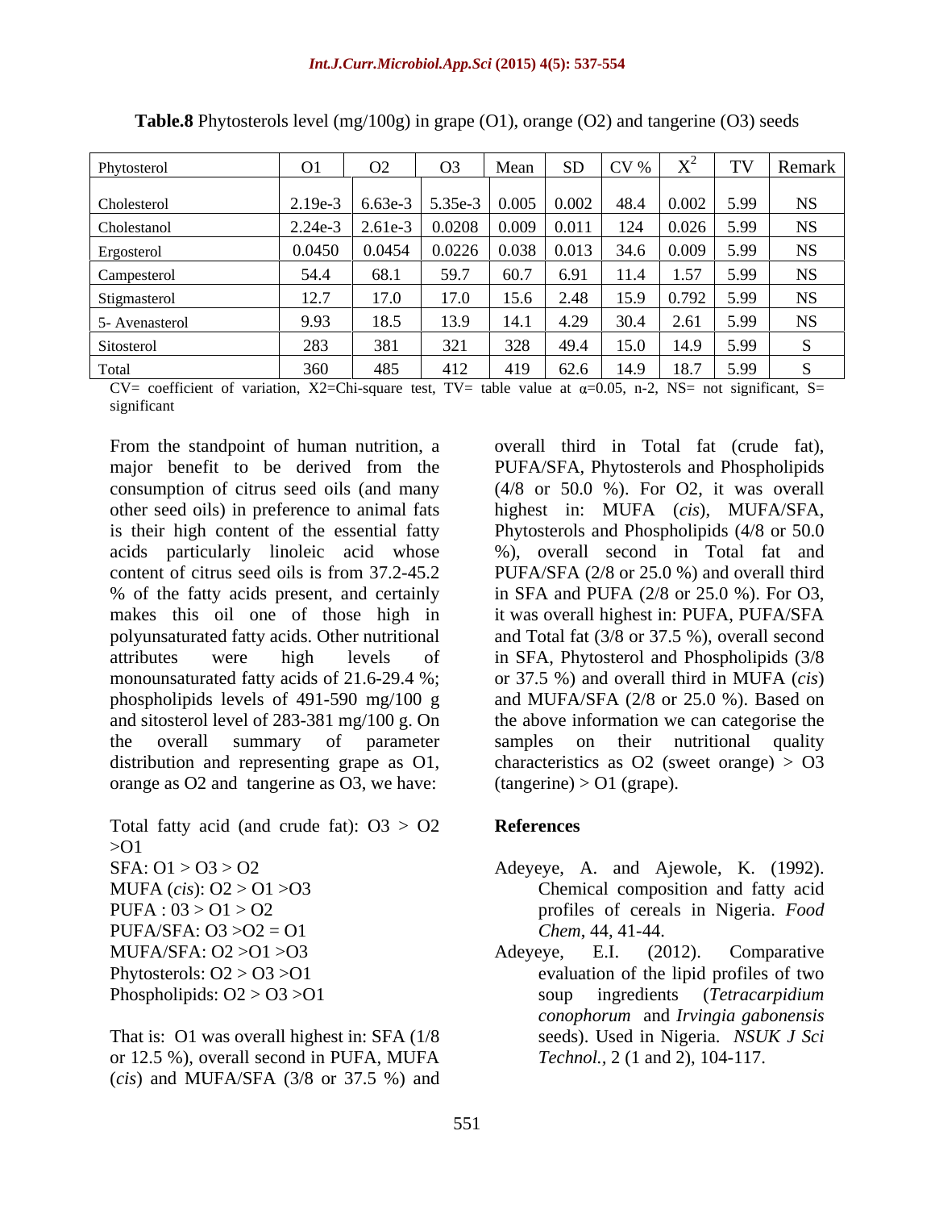**Table.8** Phytosterols level (mg/100g) in grape (O1), orange (O2) and tangerine (O3) seeds

| Phytosterol | O1 | O2 | O3 | Mean | SD | CV % | $X^2$ | TV | Remark |
|---|---|---|---|---|---|---|---|---|---|
| Cholesterol | 2.19e-3 | 6.63e-3 | 5.35e-3 | 0.005 | 0.002 | 48.4 | 0.002 | 5.99 | NS |
| Cholestanol | 2.24e-3 | 2.61e-3 | 0.0208 | 0.009 | 0.011 | 124 | 0.026 | 5.99 | NS |
| Ergosterol | 0.0450 | 0.0454 | 0.0226 | 0.038 | 0.013 | 34.6 | 0.009 | 5.99 | NS |
| Campesterol | 54.4 | 68.1 | 59.7 | 60.7 | 6.91 | 11.4 | 1.57 | 5.99 | NS |
| Stigmasterol | 12.7 | 17.0 | 17.0 | 15.6 | 2.48 | 15.9 | 0.792 | 5.99 | NS |
| 5- Avenasterol | 9.93 | 18.5 | 13.9 | 14.1 | 4.29 | 30.4 | 2.61 | 5.99 | NS |
| Sitosterol | 283 | 381 | 321 | 328 | 49.4 | 15.0 | 14.9 | 5.99 | S |
| Total | 360 | 485 | 412 | 419 | 62.6 | 14.9 | 18.7 | 5.99 | S |

CV= coefficient of variation, X2=Chi-square test, TV= table value at α=0.05, n-2, NS= not significant, S= significant

From the standpoint of human nutrition, a major benefit to be derived from the consumption of citrus seed oils (and many other seed oils) in preference to animal fats is their high content of the essential fatty acids particularly linoleic acid whose content of citrus seed oils is from 37.2-45.2 % of the fatty acids present, and certainly makes this oil one of those high in polyunsaturated fatty acids. Other nutritional attributes were high levels of monounsaturated fatty acids of 21.6-29.4 %; phospholipids levels of 491-590 mg/100 g and sitosterol level of 283-381 mg/100 g. On the overall summary of parameter distribution and representing grape as O1, orange as O2 and tangerine as O3, we have:

Total fatty acid (and crude fat): O3 > O2 >O1
SFA: O1 > O3 > O2
MUFA (*cis*): O2 > O1 >O3
PUFA : 03 > O1 > O2
PUFA/SFA: O3 >O2 = O1
MUFA/SFA: O2 >O1 >O3
Phytosterols: O2 > O3 >O1
Phospholipids: O2 > O3 >O1

That is: O1 was overall highest in: SFA (1/8 or 12.5 %), overall second in PUFA, MUFA (*cis*) and MUFA/SFA (3/8 or 37.5 %) and overall third in Total fat (crude fat), PUFA/SFA, Phytosterols and Phospholipids (4/8 or 50.0 %). For O2, it was overall highest in: MUFA (*cis*), MUFA/SFA, Phytosterols and Phospholipids (4/8 or 50.0 %), overall second in Total fat and PUFA/SFA (2/8 or 25.0 %) and overall third in SFA and PUFA (2/8 or 25.0 %). For O3, it was overall highest in: PUFA, PUFA/SFA and Total fat (3/8 or 37.5 %), overall second in SFA, Phytosterol and Phospholipids (3/8 or 37.5 %) and overall third in MUFA (*cis*) and MUFA/SFA (2/8 or 25.0 %). Based on the above information we can categorise the samples on their nutritional quality characteristics as O2 (sweet orange) > O3 (tangerine) > O1 (grape).

## References

Adeyeye, A. and Ajewole, K. (1992). Chemical composition and fatty acid profiles of cereals in Nigeria. *Food Chem*, 44, 41-44.

Adeyeye, E.I. (2012). Comparative evaluation of the lipid profiles of two soup ingredients (*Tetracarpidium conophorum* and *Irvingia gabonensis* seeds). Used in Nigeria. *NSUK J Sci Technol.*, 2 (1 and 2), 104-117.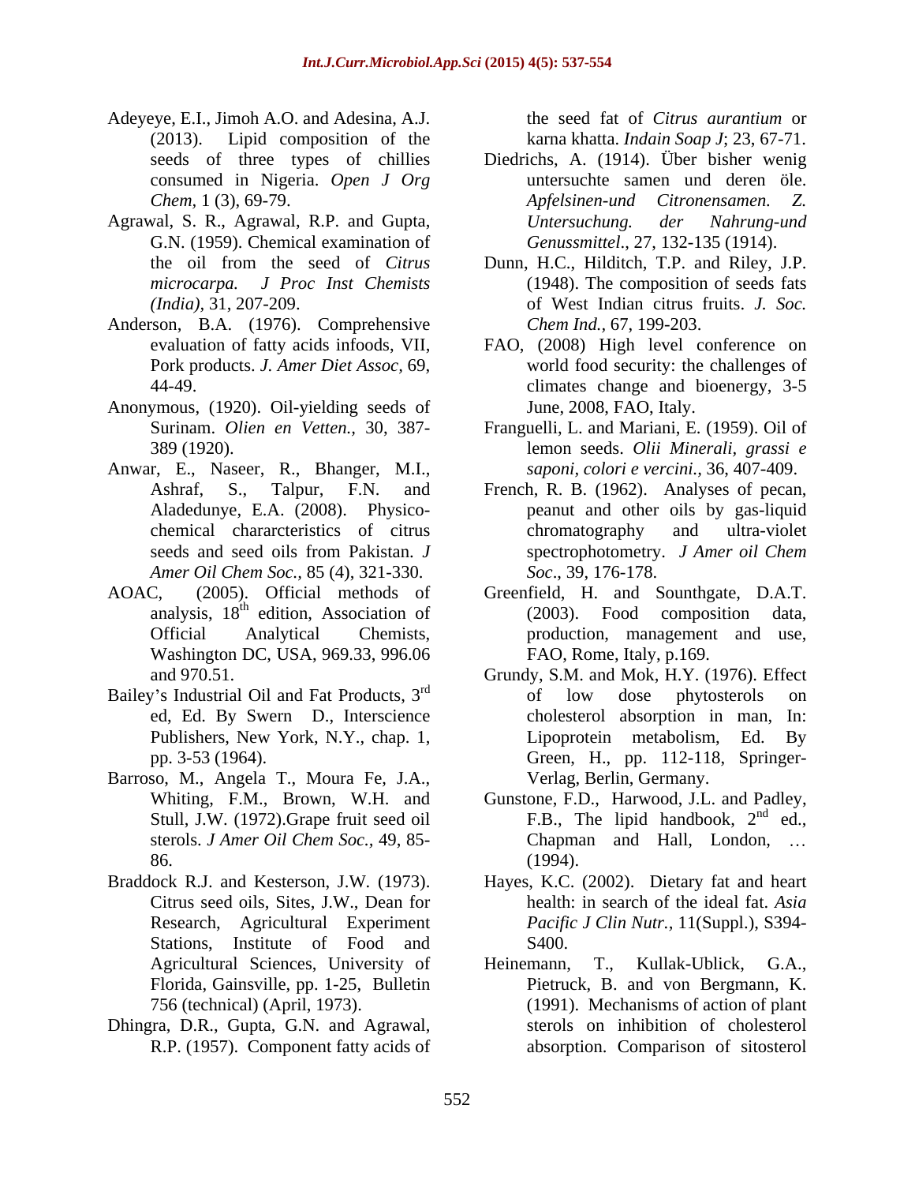Adeyeye, E.I., Jimoh A.O. and Adesina, A.J. (2013). Lipid composition of the seeds of three types of chillies consumed in Nigeria. *Open J Org Chem,* 1 (3), 69-79.

Agrawal, S. R., Agrawal, R.P. and Gupta, G.N. (1959). Chemical examination of the oil from the seed of *Citrus microcarpa. J Proc Inst Chemists (India),* 31, 207-209.

Anderson, B.A. (1976). Comprehensive evaluation of fatty acids infoods, VII, Pork products. *J. Amer Diet Assoc,* 69, 44-49.

Anonymous, (1920). Oil-yielding seeds of Surinam. *Olien en Vetten.,* 30, 387-389 (1920).

Anwar, E., Naseer, R., Bhanger, M.I., Ashraf, S., Talpur, F.N. and Aladedunye, E.A. (2008). Physico-chemical chararcteristics of citrus seeds and seed oils from Pakistan. *J Amer Oil Chem Soc.,* 85 (4), 321-330.

AOAC, (2005). Official methods of analysis, 18th edition, Association of Official Analytical Chemists, Washington DC, USA, 969.33, 996.06 and 970.51.

Bailey's Industrial Oil and Fat Products, 3rd ed, Ed. By Swern D., Interscience Publishers, New York, N.Y., chap. 1, pp. 3-53 (1964).

Barroso, M., Angela T., Moura Fe, J.A., Whiting, F.M., Brown, W.H. and Stull, J.W. (1972).Grape fruit seed oil sterols. *J Amer Oil Chem Soc.,* 49, 85-86.

Braddock R.J. and Kesterson, J.W. (1973). Citrus seed oils, Sites, J.W., Dean for Research, Agricultural Experiment Stations, Institute of Food and Agricultural Sciences, University of Florida, Gainsville, pp. 1-25, Bulletin 756 (technical) (April, 1973).

Dhingra, D.R., Gupta, G.N. and Agrawal, R.P. (1957). Component fatty acids of the seed fat of *Citrus aurantium* or karna khatta. *Indain Soap J*; 23, 67-71.

Diedrichs, A. (1914). Über bisher wenig untersuchte samen und deren öle. *Apfelsinen-und Citronensamen. Z. Untersuchung. der Nahrung-und Genussmittel.,* 27, 132-135 (1914).

Dunn, H.C., Hilditch, T.P. and Riley, J.P. (1948). The composition of seeds fats of West Indian citrus fruits. *J. Soc. Chem Ind.,* 67, 199-203.

FAO, (2008) High level conference on world food security: the challenges of climates change and bioenergy, 3-5 June, 2008, FAO, Italy.

Franguelli, L. and Mariani, E. (1959). Oil of lemon seeds. *Olii Minerali, grassi e saponi, colori e vercini.,* 36, 407-409.

French, R. B. (1962). Analyses of pecan, peanut and other oils by gas-liquid chromatography and ultra-violet spectrophotometry. *J Amer oil Chem Soc*., 39, 176-178.

Greenfield, H. and Sounthgate, D.A.T. (2003). Food composition data, production, management and use, FAO, Rome, Italy, p.169.

Grundy, S.M. and Mok, H.Y. (1976). Effect of low dose phytosterols on cholesterol absorption in man, In: Lipoprotein metabolism, Ed. By Green, H., pp. 112-118, Springer-Verlag, Berlin, Germany.

Gunstone, F.D., Harwood, J.L. and Padley, F.B., The lipid handbook, 2nd ed., Chapman and Hall, London, … (1994).

Hayes, K.C. (2002). Dietary fat and heart health: in search of the ideal fat. *Asia Pacific J Clin Nutr.,* 11(Suppl.), S394-S400.

Heinemann, T., Kullak-Ublick, G.A., Pietruck, B. and von Bergmann, K. (1991). Mechanisms of action of plant sterols on inhibition of cholesterol absorption. Comparison of sitosterol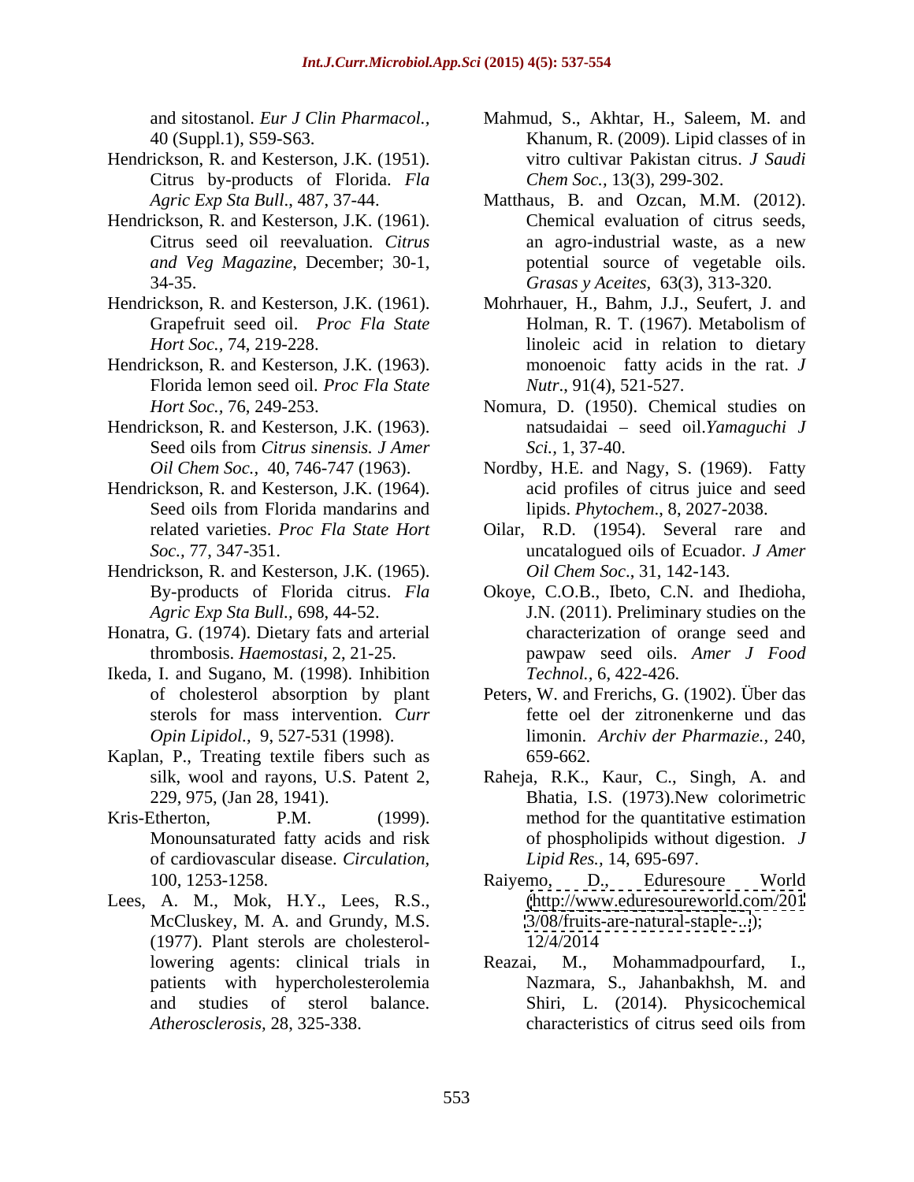and sitostanol. *Eur J Clin Pharmacol.,* 40 (Suppl.1), S59-S63.

Hendrickson, R. and Kesterson, J.K. (1951). Citrus by-products of Florida. *Fla Agric Exp Sta Bull*., 487, 37-44.

Hendrickson, R. and Kesterson, J.K. (1961). Citrus seed oil reevaluation. *Citrus and Veg Magazine*, December; 30-1, 34-35.

Hendrickson, R. and Kesterson, J.K. (1961). Grapefruit seed oil. *Proc Fla State Hort Soc.,* 74, 219-228.

Hendrickson, R. and Kesterson, J.K. (1963). Florida lemon seed oil. *Proc Fla State Hort Soc.,* 76, 249-253.

Hendrickson, R. and Kesterson, J.K. (1963). Seed oils from *Citrus sinensis*. *J Amer Oil Chem Soc.,* 40, 746-747 (1963).

Hendrickson, R. and Kesterson, J.K. (1964). Seed oils from Florida mandarins and related varieties. *Proc Fla State Hort Soc.,* 77, 347-351.

Hendrickson, R. and Kesterson, J.K. (1965). By-products of Florida citrus. *Fla Agric Exp Sta Bull.,* 698, 44-52.

Honatra, G. (1974). Dietary fats and arterial thrombosis. *Haemostasi,* 2, 21-25.

Ikeda, I. and Sugano, M. (1998). Inhibition of cholesterol absorption by plant sterols for mass intervention. *Curr Opin Lipidol.,* 9, 527-531 (1998).

Kaplan, P., Treating textile fibers such as silk, wool and rayons, U.S. Patent 2, 229, 975, (Jan 28, 1941).

Kris-Etherton, P.M. (1999). Monounsaturated fatty acids and risk of cardiovascular disease. *Circulation,* 100, 1253-1258.

Lees, A. M., Mok, H.Y., Lees, R.S., McCluskey, M. A. and Grundy, M.S. (1977). Plant sterols are cholesterol-lowering agents: clinical trials in patients with hypercholesterolemia and studies of sterol balance. *Atherosclerosis,* 28, 325-338.

Mahmud, S., Akhtar, H., Saleem, M. and Khanum, R. (2009). Lipid classes of in vitro cultivar Pakistan citrus. *J Saudi Chem Soc.,* 13(3), 299-302.

Matthaus, B. and Ozcan, M.M. (2012). Chemical evaluation of citrus seeds, an agro-industrial waste, as a new potential source of vegetable oils. *Grasas y Aceites,* 63(3), 313-320.

Mohrhauer, H., Bahm, J.J., Seufert, J. and Holman, R. T. (1967). Metabolism of linoleic acid in relation to dietary monoenoic fatty acids in the rat. *J Nutr*., 91(4), 521-527.

Nomura, D. (1950). Chemical studies on natsudaidai – seed oil.*Yamaguchi J Sci.,* 1, 37-40.

Nordby, H.E. and Nagy, S. (1969). Fatty acid profiles of citrus juice and seed lipids. *Phytochem*., 8, 2027-2038.

Oilar, R.D. (1954). Several rare and uncatalogued oils of Ecuador. *J Amer Oil Chem Soc*., 31, 142-143.

Okoye, C.O.B., Ibeto, C.N. and Ihedioha, J.N. (2011). Preliminary studies on the characterization of orange seed and pawpaw seed oils. *Amer J Food Technol.,* 6, 422-426.

Peters, W. and Frerichs, G. (1902). Über das fette oel der zitronenkerne und das limonin. *Archiv der Pharmazie.,* 240, 659-662.

Raheja, R.K., Kaur, C., Singh, A. and Bhatia, I.S. (1973).New colorimetric method for the quantitative estimation of phospholipids without digestion. *J Lipid Res.,* 14, 695-697.

Raiyemo, D., Eduresoure World (http://www.eduresoureworld.com/2013/08/fruits-are-natural-staple-...); 12/4/2014

Reazai, M., Mohammadpourfard, I., Nazmara, S., Jahanbakhsh, M. and Shiri, L. (2014). Physicochemical characteristics of citrus seed oils from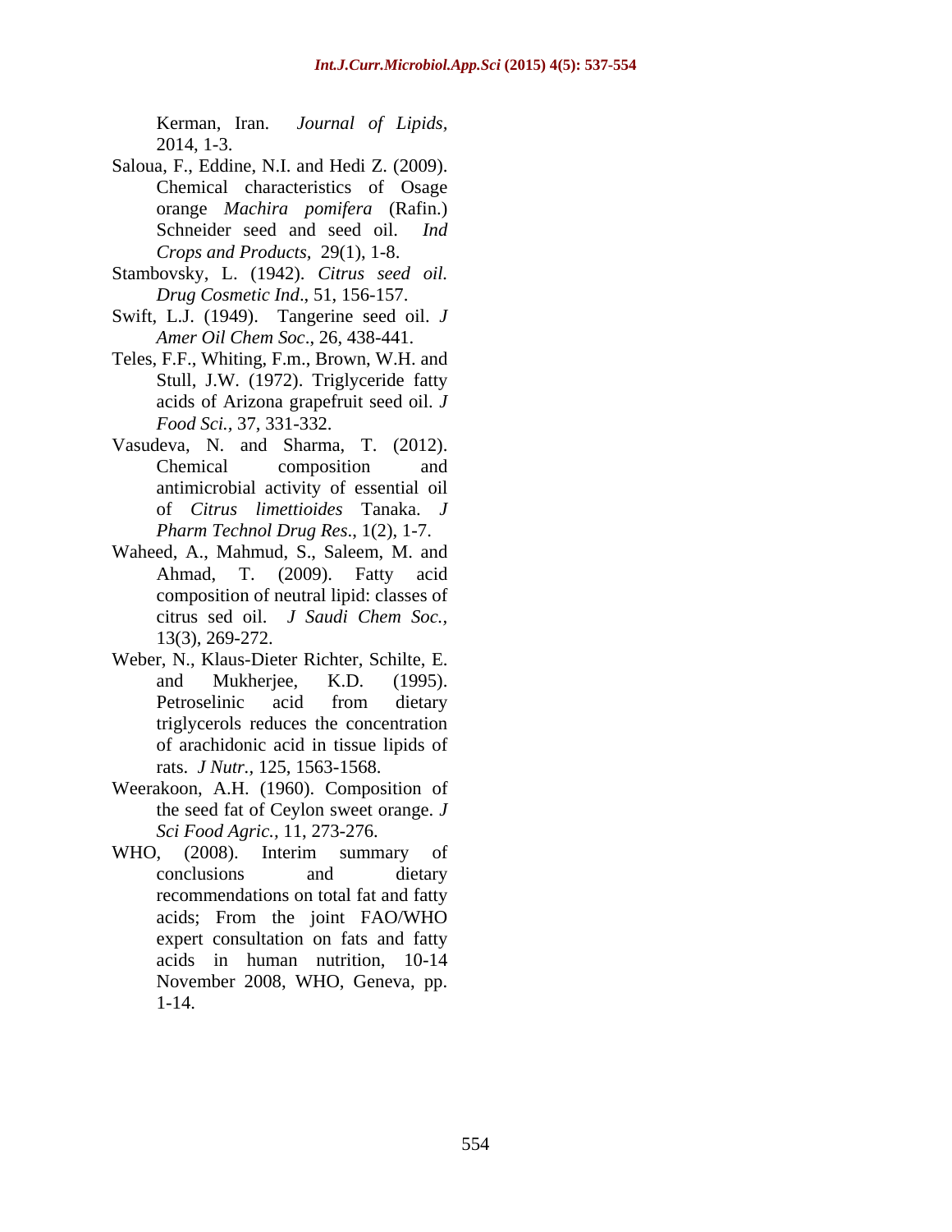Kerman, Iran. *Journal of Lipids*, 2014, 1-3.

Saloua, F., Eddine, N.I. and Hedi Z. (2009). Chemical characteristics of Osage orange *Machira pomifera* (Rafin.) Schneider seed and seed oil. *Ind Crops and Products*, 29(1), 1-8.

Stambovsky, L. (1942). *Citrus seed oil. Drug Cosmetic Ind*., 51, 156-157.

Swift, L.J. (1949). Tangerine seed oil. *J Amer Oil Chem Soc*., 26, 438-441.

Teles, F.F., Whiting, F.m., Brown, W.H. and Stull, J.W. (1972). Triglyceride fatty acids of Arizona grapefruit seed oil. *J Food Sci.*, 37, 331-332.

Vasudeva, N. and Sharma, T. (2012). Chemical composition and antimicrobial activity of essential oil of *Citrus limettioides* Tanaka. *J Pharm Technol Drug Res*., 1(2), 1-7.

Waheed, A., Mahmud, S., Saleem, M. and Ahmad, T. (2009). Fatty acid composition of neutral lipid: classes of citrus sed oil. *J Saudi Chem Soc.*, 13(3), 269-272.

Weber, N., Klaus-Dieter Richter, Schilte, E. and Mukherjee, K.D. (1995). Petroselinic acid from dietary triglycerols reduces the concentration of arachidonic acid in tissue lipids of rats. *J Nutr.*, 125, 1563-1568.

Weerakoon, A.H. (1960). Composition of the seed fat of Ceylon sweet orange. *J Sci Food Agric.*, 11, 273-276.

WHO, (2008). Interim summary of conclusions and dietary recommendations on total fat and fatty acids; From the joint FAO/WHO expert consultation on fats and fatty acids in human nutrition, 10-14 November 2008, WHO, Geneva, pp. 1-14.